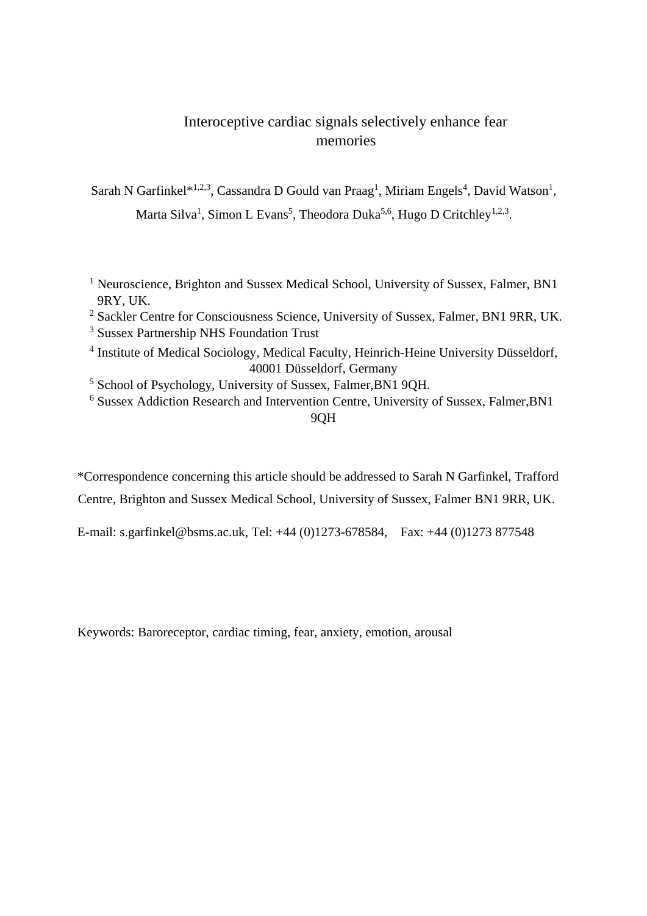# Interoceptive cardiac signals selectively enhance fear memories

Sarah N Garfinkel*[1,2,3], Cassandra D Gould van Praag[1], Miriam Engels[4], David Watson[1], Marta Silva[1], Simon L Evans[5], Theodora Duka[5,6], Hugo D Critchley[1,2,3].

[1] Neuroscience, Brighton and Sussex Medical School, University of Sussex, Falmer, BN1 9RY, UK.

[2] Sackler Centre for Consciousness Science, University of Sussex, Falmer, BN1 9RR, UK.

[3] Sussex Partnership NHS Foundation Trust

[4] Institute of Medical Sociology, Medical Faculty, Heinrich-Heine University Düsseldorf, 40001 Düsseldorf, Germany

[5] School of Psychology, University of Sussex, Falmer,BN1 9QH.

[6] Sussex Addiction Research and Intervention Centre, University of Sussex, Falmer,BN1 9QH

*Correspondence concerning this article should be addressed to Sarah N Garfinkel, Trafford Centre, Brighton and Sussex Medical School, University of Sussex, Falmer BN1 9RR, UK.

E-mail: s.garfinkel@bsms.ac.uk, Tel: +44 (0)1273-678584, Fax: +44 (0)1273 877548

Keywords: Baroreceptor, cardiac timing, fear, anxiety, emotion, arousal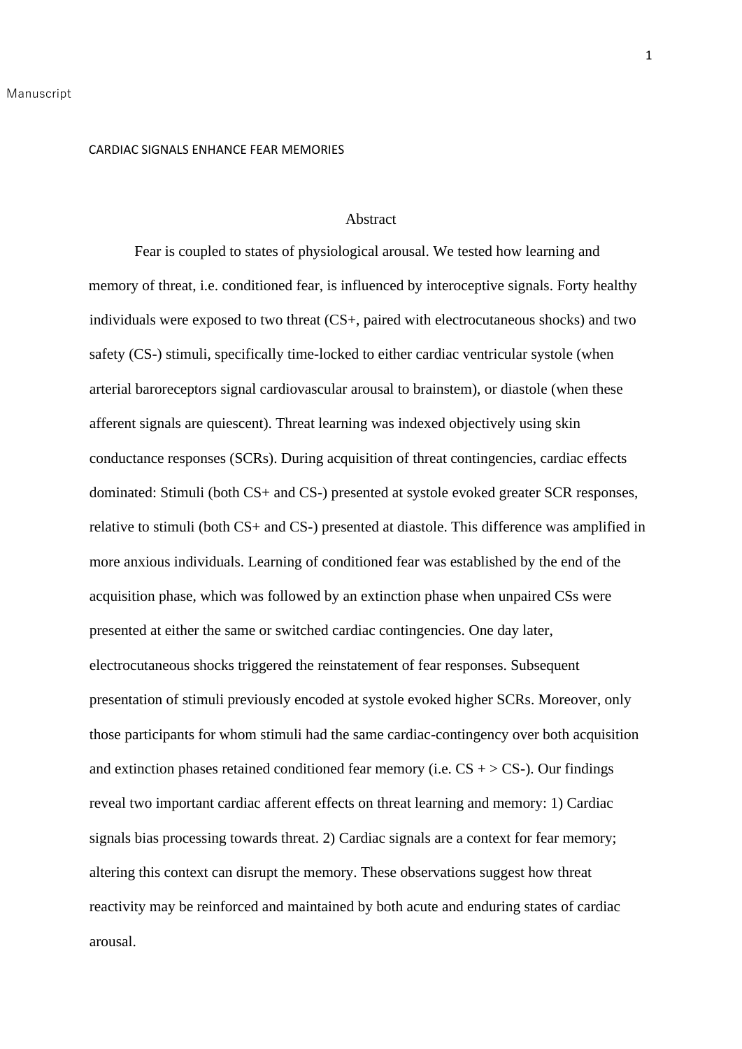Manuscript

CARDIAC SIGNALS ENHANCE FEAR MEMORIES

## Abstract

Fear is coupled to states of physiological arousal. We tested how learning and memory of threat, i.e. conditioned fear, is influenced by interoceptive signals. Forty healthy individuals were exposed to two threat (CS+, paired with electrocutaneous shocks) and two safety (CS-) stimuli, specifically time-locked to either cardiac ventricular systole (when arterial baroreceptors signal cardiovascular arousal to brainstem), or diastole (when these afferent signals are quiescent). Threat learning was indexed objectively using skin conductance responses (SCRs). During acquisition of threat contingencies, cardiac effects dominated: Stimuli (both CS+ and CS-) presented at systole evoked greater SCR responses, relative to stimuli (both CS+ and CS-) presented at diastole. This difference was amplified in more anxious individuals. Learning of conditioned fear was established by the end of the acquisition phase, which was followed by an extinction phase when unpaired CSs were presented at either the same or switched cardiac contingencies. One day later, electrocutaneous shocks triggered the reinstatement of fear responses. Subsequent presentation of stimuli previously encoded at systole evoked higher SCRs. Moreover, only those participants for whom stimuli had the same cardiac-contingency over both acquisition and extinction phases retained conditioned fear memory (i.e. CS + > CS-). Our findings reveal two important cardiac afferent effects on threat learning and memory: 1) Cardiac signals bias processing towards threat. 2) Cardiac signals are a context for fear memory; altering this context can disrupt the memory. These observations suggest how threat reactivity may be reinforced and maintained by both acute and enduring states of cardiac arousal.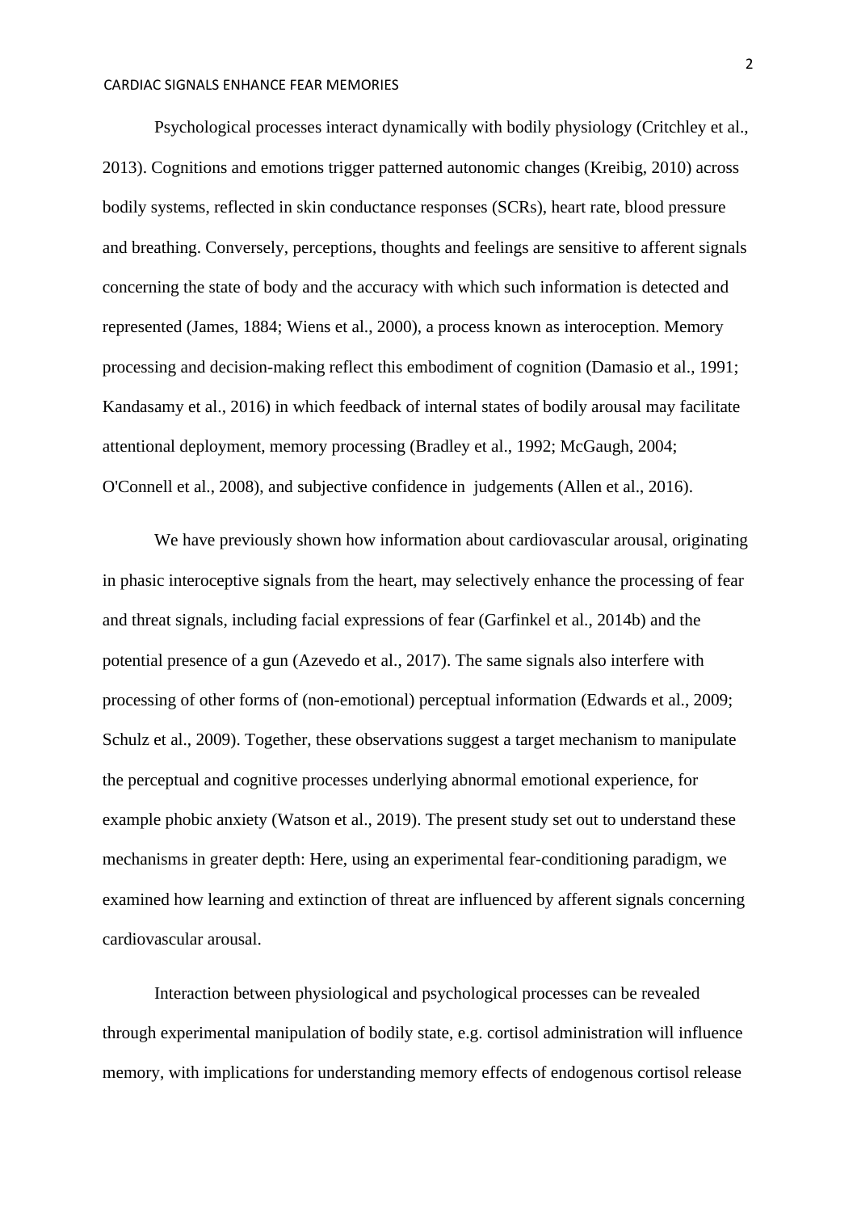Psychological processes interact dynamically with bodily physiology (Critchley et al., 2013). Cognitions and emotions trigger patterned autonomic changes (Kreibig, 2010) across bodily systems, reflected in skin conductance responses (SCRs), heart rate, blood pressure and breathing. Conversely, perceptions, thoughts and feelings are sensitive to afferent signals concerning the state of body and the accuracy with which such information is detected and represented (James, 1884; Wiens et al., 2000), a process known as interoception. Memory processing and decision-making reflect this embodiment of cognition (Damasio et al., 1991; Kandasamy et al., 2016) in which feedback of internal states of bodily arousal may facilitate attentional deployment, memory processing (Bradley et al., 1992; McGaugh, 2004; O'Connell et al., 2008), and subjective confidence in judgements (Allen et al., 2016).

We have previously shown how information about cardiovascular arousal, originating in phasic interoceptive signals from the heart, may selectively enhance the processing of fear and threat signals, including facial expressions of fear (Garfinkel et al., 2014b) and the potential presence of a gun (Azevedo et al., 2017). The same signals also interfere with processing of other forms of (non-emotional) perceptual information (Edwards et al., 2009; Schulz et al., 2009). Together, these observations suggest a target mechanism to manipulate the perceptual and cognitive processes underlying abnormal emotional experience, for example phobic anxiety (Watson et al., 2019). The present study set out to understand these mechanisms in greater depth: Here, using an experimental fear-conditioning paradigm, we examined how learning and extinction of threat are influenced by afferent signals concerning cardiovascular arousal.

Interaction between physiological and psychological processes can be revealed through experimental manipulation of bodily state, e.g. cortisol administration will influence memory, with implications for understanding memory effects of endogenous cortisol release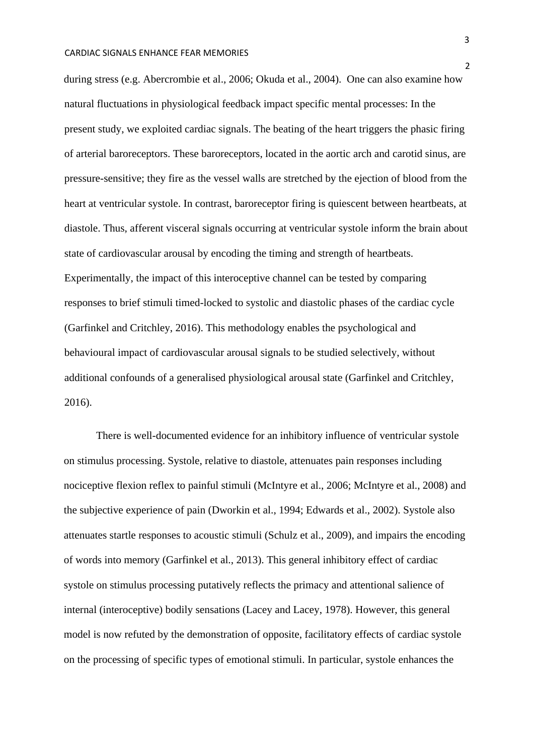during stress (e.g. Abercrombie et al., 2006; Okuda et al., 2004). One can also examine how natural fluctuations in physiological feedback impact specific mental processes: In the present study, we exploited cardiac signals. The beating of the heart triggers the phasic firing of arterial baroreceptors. These baroreceptors, located in the aortic arch and carotid sinus, are pressure-sensitive; they fire as the vessel walls are stretched by the ejection of blood from the heart at ventricular systole. In contrast, baroreceptor firing is quiescent between heartbeats, at diastole. Thus, afferent visceral signals occurring at ventricular systole inform the brain about state of cardiovascular arousal by encoding the timing and strength of heartbeats. Experimentally, the impact of this interoceptive channel can be tested by comparing responses to brief stimuli timed-locked to systolic and diastolic phases of the cardiac cycle (Garfinkel and Critchley, 2016). This methodology enables the psychological and behavioural impact of cardiovascular arousal signals to be studied selectively, without additional confounds of a generalised physiological arousal state (Garfinkel and Critchley, 2016).

There is well-documented evidence for an inhibitory influence of ventricular systole on stimulus processing. Systole, relative to diastole, attenuates pain responses including nociceptive flexion reflex to painful stimuli (McIntyre et al., 2006; McIntyre et al., 2008) and the subjective experience of pain (Dworkin et al., 1994; Edwards et al., 2002). Systole also attenuates startle responses to acoustic stimuli (Schulz et al., 2009), and impairs the encoding of words into memory (Garfinkel et al., 2013). This general inhibitory effect of cardiac systole on stimulus processing putatively reflects the primacy and attentional salience of internal (interoceptive) bodily sensations (Lacey and Lacey, 1978). However, this general model is now refuted by the demonstration of opposite, facilitatory effects of cardiac systole on the processing of specific types of emotional stimuli. In particular, systole enhances the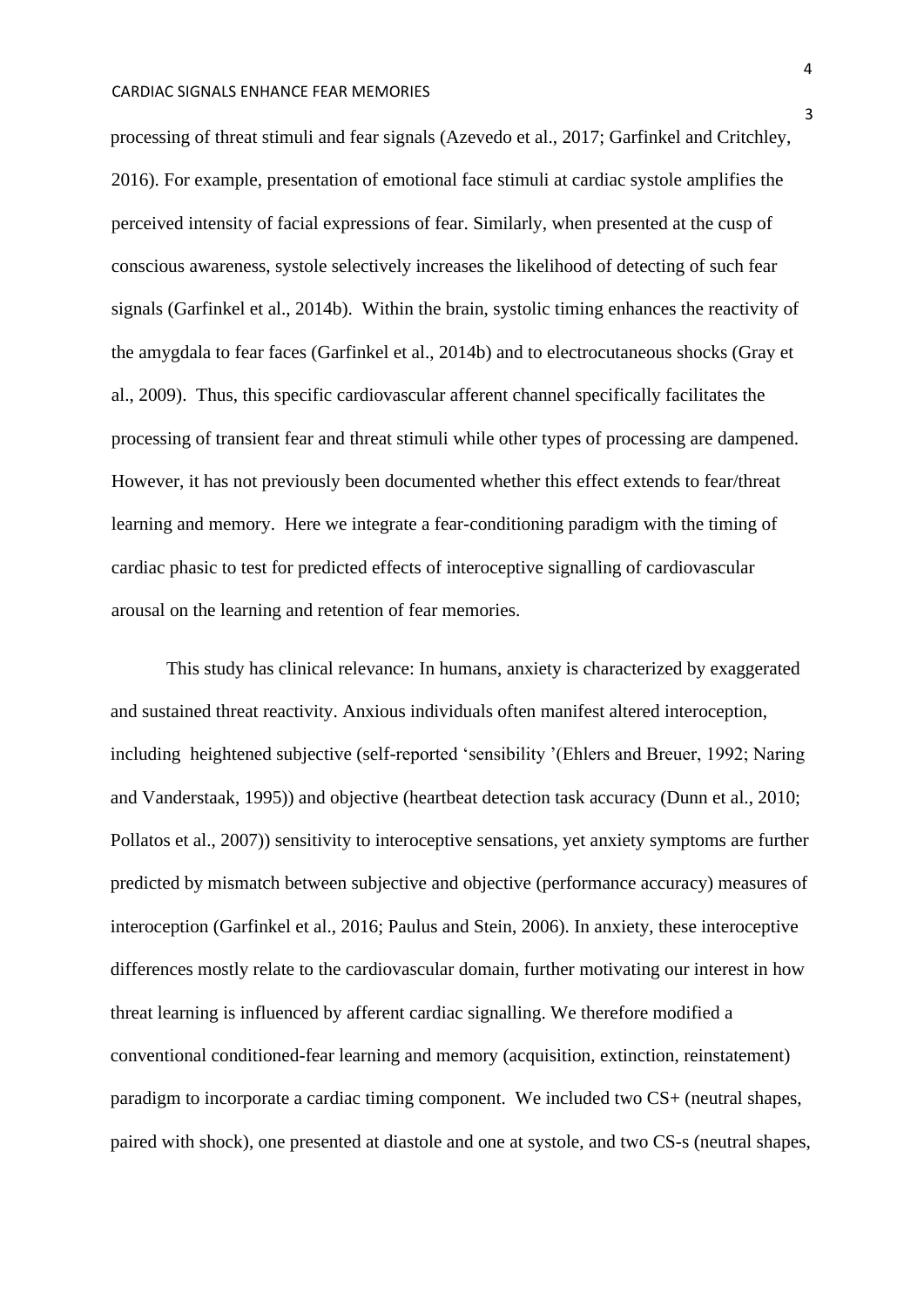processing of threat stimuli and fear signals (Azevedo et al., 2017; Garfinkel and Critchley, 2016). For example, presentation of emotional face stimuli at cardiac systole amplifies the perceived intensity of facial expressions of fear. Similarly, when presented at the cusp of conscious awareness, systole selectively increases the likelihood of detecting of such fear signals (Garfinkel et al., 2014b). Within the brain, systolic timing enhances the reactivity of the amygdala to fear faces (Garfinkel et al., 2014b) and to electrocutaneous shocks (Gray et al., 2009). Thus, this specific cardiovascular afferent channel specifically facilitates the processing of transient fear and threat stimuli while other types of processing are dampened. However, it has not previously been documented whether this effect extends to fear/threat learning and memory. Here we integrate a fear-conditioning paradigm with the timing of cardiac phasic to test for predicted effects of interoceptive signalling of cardiovascular arousal on the learning and retention of fear memories.

This study has clinical relevance: In humans, anxiety is characterized by exaggerated and sustained threat reactivity. Anxious individuals often manifest altered interoception, including heightened subjective (self-reported 'sensibility '(Ehlers and Breuer, 1992; Naring and Vanderstaak, 1995)) and objective (heartbeat detection task accuracy (Dunn et al., 2010; Pollatos et al., 2007)) sensitivity to interoceptive sensations, yet anxiety symptoms are further predicted by mismatch between subjective and objective (performance accuracy) measures of interoception (Garfinkel et al., 2016; Paulus and Stein, 2006). In anxiety, these interoceptive differences mostly relate to the cardiovascular domain, further motivating our interest in how threat learning is influenced by afferent cardiac signalling. We therefore modified a conventional conditioned-fear learning and memory (acquisition, extinction, reinstatement) paradigm to incorporate a cardiac timing component. We included two CS+ (neutral shapes, paired with shock), one presented at diastole and one at systole, and two CS-s (neutral shapes,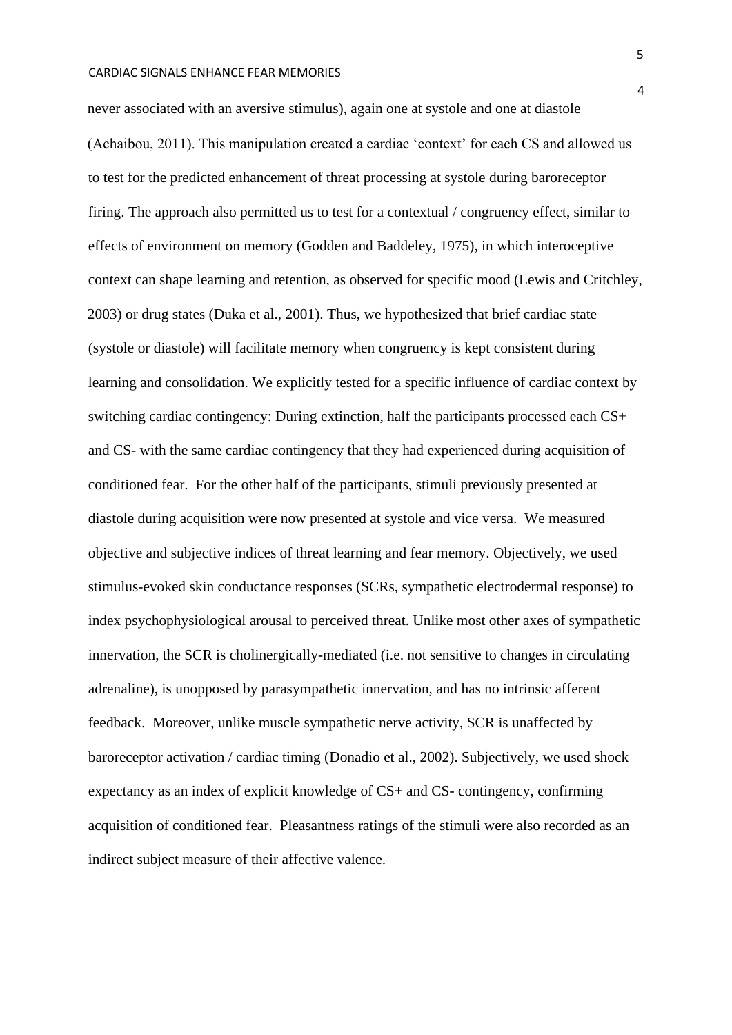never associated with an aversive stimulus), again one at systole and one at diastole (Achaibou, 2011). This manipulation created a cardiac ‘context’ for each CS and allowed us to test for the predicted enhancement of threat processing at systole during baroreceptor firing. The approach also permitted us to test for a contextual / congruency effect, similar to effects of environment on memory (Godden and Baddeley, 1975), in which interoceptive context can shape learning and retention, as observed for specific mood (Lewis and Critchley, 2003) or drug states (Duka et al., 2001). Thus, we hypothesized that brief cardiac state (systole or diastole) will facilitate memory when congruency is kept consistent during learning and consolidation. We explicitly tested for a specific influence of cardiac context by switching cardiac contingency: During extinction, half the participants processed each CS+ and CS- with the same cardiac contingency that they had experienced during acquisition of conditioned fear. For the other half of the participants, stimuli previously presented at diastole during acquisition were now presented at systole and vice versa. We measured objective and subjective indices of threat learning and fear memory. Objectively, we used stimulus-evoked skin conductance responses (SCRs, sympathetic electrodermal response) to index psychophysiological arousal to perceived threat. Unlike most other axes of sympathetic innervation, the SCR is cholinergically-mediated (i.e. not sensitive to changes in circulating adrenaline), is unopposed by parasympathetic innervation, and has no intrinsic afferent feedback. Moreover, unlike muscle sympathetic nerve activity, SCR is unaffected by baroreceptor activation / cardiac timing (Donadio et al., 2002). Subjectively, we used shock expectancy as an index of explicit knowledge of CS+ and CS- contingency, confirming acquisition of conditioned fear. Pleasantness ratings of the stimuli were also recorded as an indirect subject measure of their affective valence.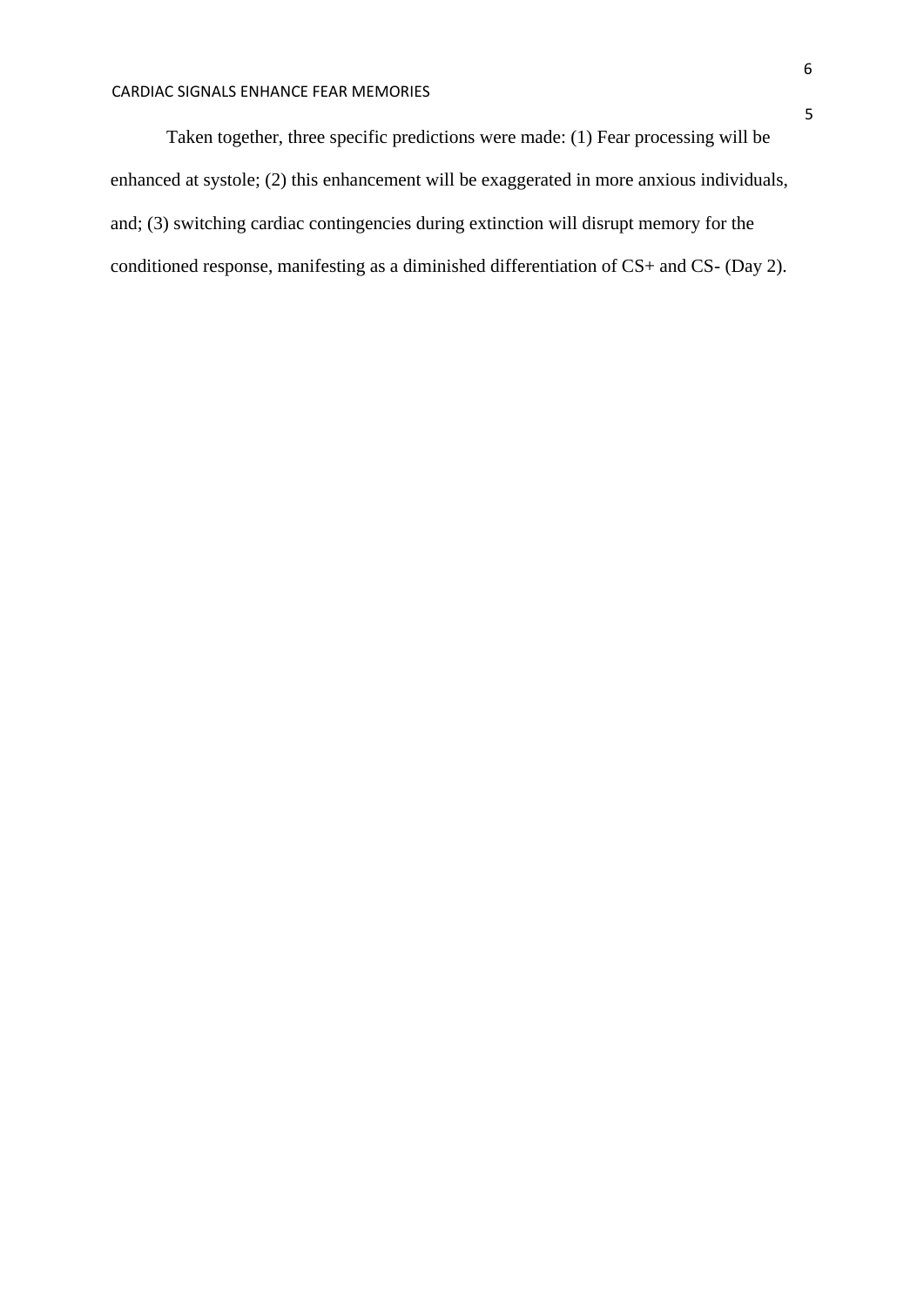Taken together, three specific predictions were made: (1) Fear processing will be enhanced at systole; (2) this enhancement will be exaggerated in more anxious individuals, and; (3) switching cardiac contingencies during extinction will disrupt memory for the conditioned response, manifesting as a diminished differentiation of CS+ and CS- (Day 2).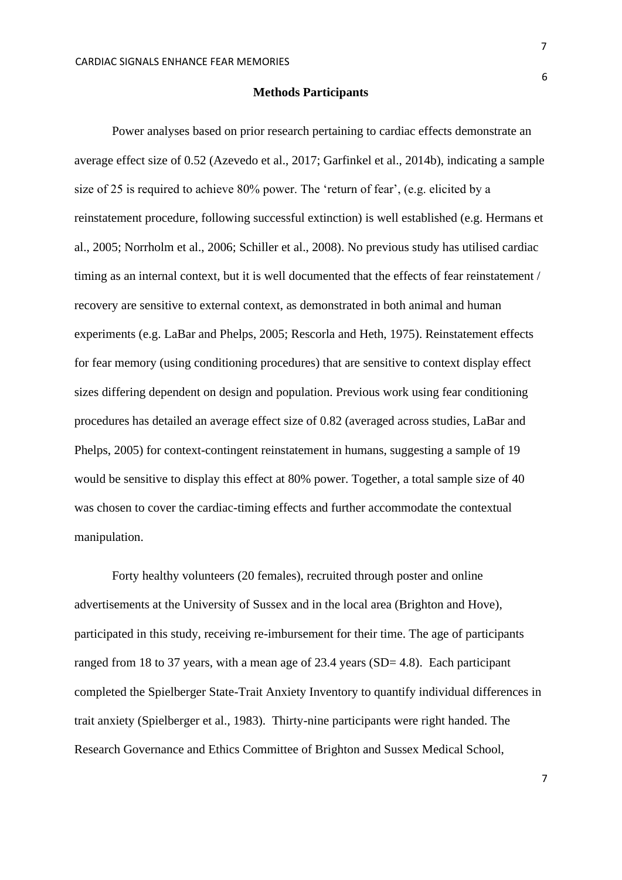## Methods Participants

Power analyses based on prior research pertaining to cardiac effects demonstrate an average effect size of 0.52 (Azevedo et al., 2017; Garfinkel et al., 2014b), indicating a sample size of 25 is required to achieve 80% power. The 'return of fear', (e.g. elicited by a reinstatement procedure, following successful extinction) is well established (e.g. Hermans et al., 2005; Norrholm et al., 2006; Schiller et al., 2008). No previous study has utilised cardiac timing as an internal context, but it is well documented that the effects of fear reinstatement / recovery are sensitive to external context, as demonstrated in both animal and human experiments (e.g. LaBar and Phelps, 2005; Rescorla and Heth, 1975). Reinstatement effects for fear memory (using conditioning procedures) that are sensitive to context display effect sizes differing dependent on design and population. Previous work using fear conditioning procedures has detailed an average effect size of 0.82 (averaged across studies, LaBar and Phelps, 2005) for context-contingent reinstatement in humans, suggesting a sample of 19 would be sensitive to display this effect at 80% power. Together, a total sample size of 40 was chosen to cover the cardiac-timing effects and further accommodate the contextual manipulation.

Forty healthy volunteers (20 females), recruited through poster and online advertisements at the University of Sussex and in the local area (Brighton and Hove), participated in this study, receiving re-imbursement for their time. The age of participants ranged from 18 to 37 years, with a mean age of 23.4 years (SD= 4.8). Each participant completed the Spielberger State-Trait Anxiety Inventory to quantify individual differences in trait anxiety (Spielberger et al., 1983). Thirty-nine participants were right handed. The Research Governance and Ethics Committee of Brighton and Sussex Medical School,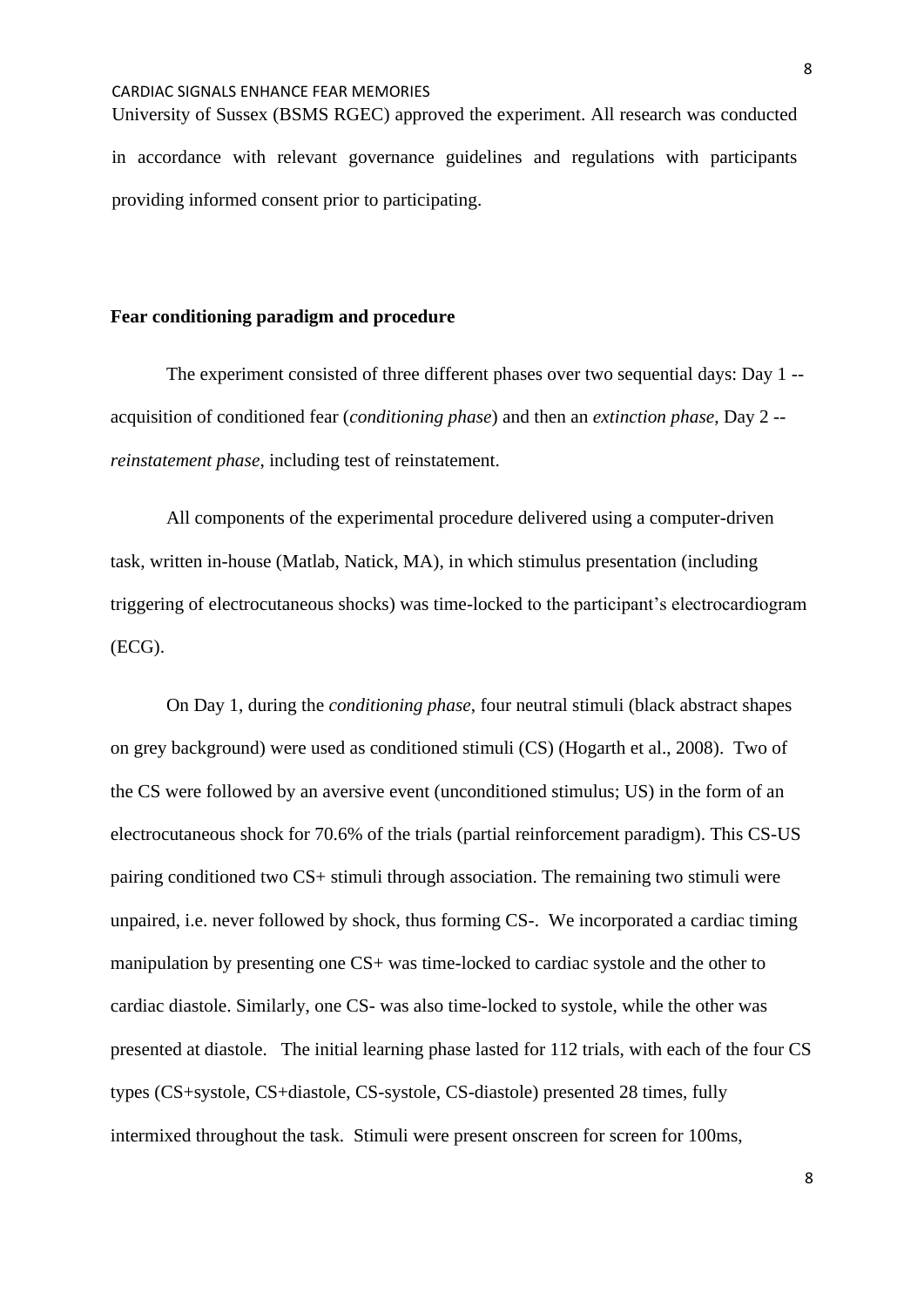University of Sussex (BSMS RGEC) approved the experiment. All research was conducted in accordance with relevant governance guidelines and regulations with participants providing informed consent prior to participating.

**Fear conditioning paradigm and procedure**

The experiment consisted of three different phases over two sequential days: Day 1 -- acquisition of conditioned fear (*conditioning phase*) and then an *extinction phase*, Day 2 -- *reinstatement phase*, including test of reinstatement.

All components of the experimental procedure delivered using a computer-driven task, written in-house (Matlab, Natick, MA), in which stimulus presentation (including triggering of electrocutaneous shocks) was time-locked to the participant's electrocardiogram (ECG).

On Day 1, during the *conditioning phase*, four neutral stimuli (black abstract shapes on grey background) were used as conditioned stimuli (CS) (Hogarth et al., 2008). Two of the CS were followed by an aversive event (unconditioned stimulus; US) in the form of an electrocutaneous shock for 70.6% of the trials (partial reinforcement paradigm). This CS-US pairing conditioned two CS+ stimuli through association. The remaining two stimuli were unpaired, i.e. never followed by shock, thus forming CS-. We incorporated a cardiac timing manipulation by presenting one CS+ was time-locked to cardiac systole and the other to cardiac diastole. Similarly, one CS- was also time-locked to systole, while the other was presented at diastole. The initial learning phase lasted for 112 trials, with each of the four CS types (CS+systole, CS+diastole, CS-systole, CS-diastole) presented 28 times, fully intermixed throughout the task. Stimuli were present onscreen for screen for 100ms,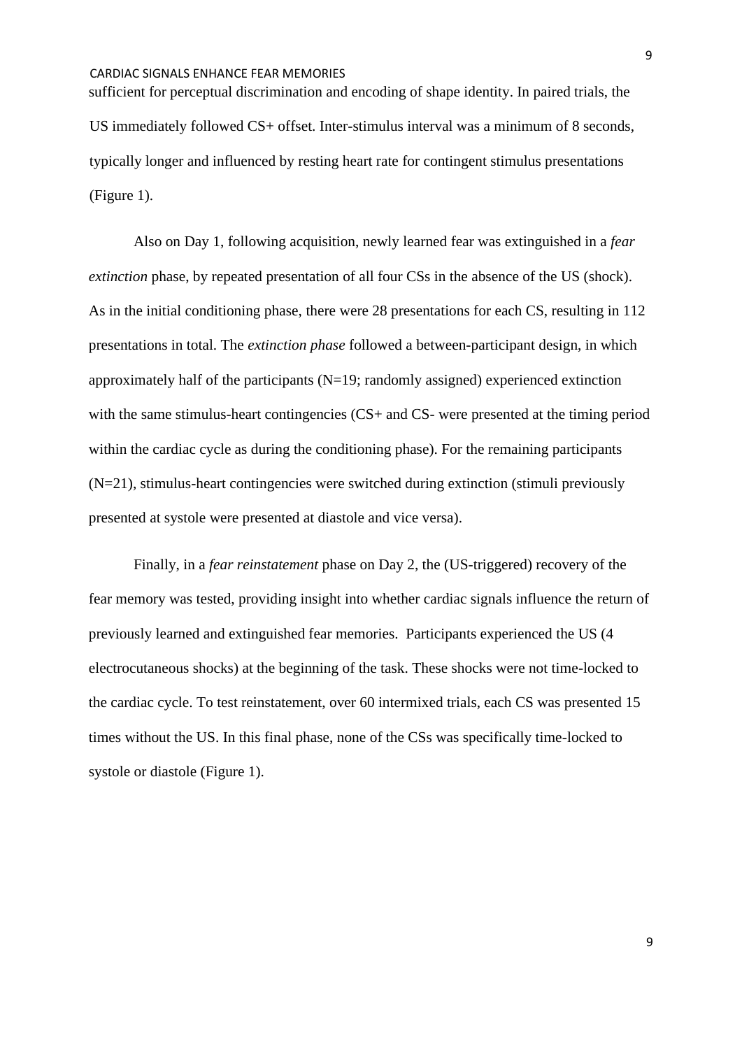sufficient for perceptual discrimination and encoding of shape identity. In paired trials, the US immediately followed CS+ offset. Inter-stimulus interval was a minimum of 8 seconds, typically longer and influenced by resting heart rate for contingent stimulus presentations (Figure 1).

Also on Day 1, following acquisition, newly learned fear was extinguished in a *fear extinction* phase, by repeated presentation of all four CSs in the absence of the US (shock). As in the initial conditioning phase, there were 28 presentations for each CS, resulting in 112 presentations in total. The *extinction phase* followed a between-participant design, in which approximately half of the participants (N=19; randomly assigned) experienced extinction with the same stimulus-heart contingencies (CS+ and CS- were presented at the timing period within the cardiac cycle as during the conditioning phase). For the remaining participants (N=21), stimulus-heart contingencies were switched during extinction (stimuli previously presented at systole were presented at diastole and vice versa).

Finally, in a *fear reinstatement* phase on Day 2, the (US-triggered) recovery of the fear memory was tested, providing insight into whether cardiac signals influence the return of previously learned and extinguished fear memories. Participants experienced the US (4 electrocutaneous shocks) at the beginning of the task. These shocks were not time-locked to the cardiac cycle. To test reinstatement, over 60 intermixed trials, each CS was presented 15 times without the US. In this final phase, none of the CSs was specifically time-locked to systole or diastole (Figure 1).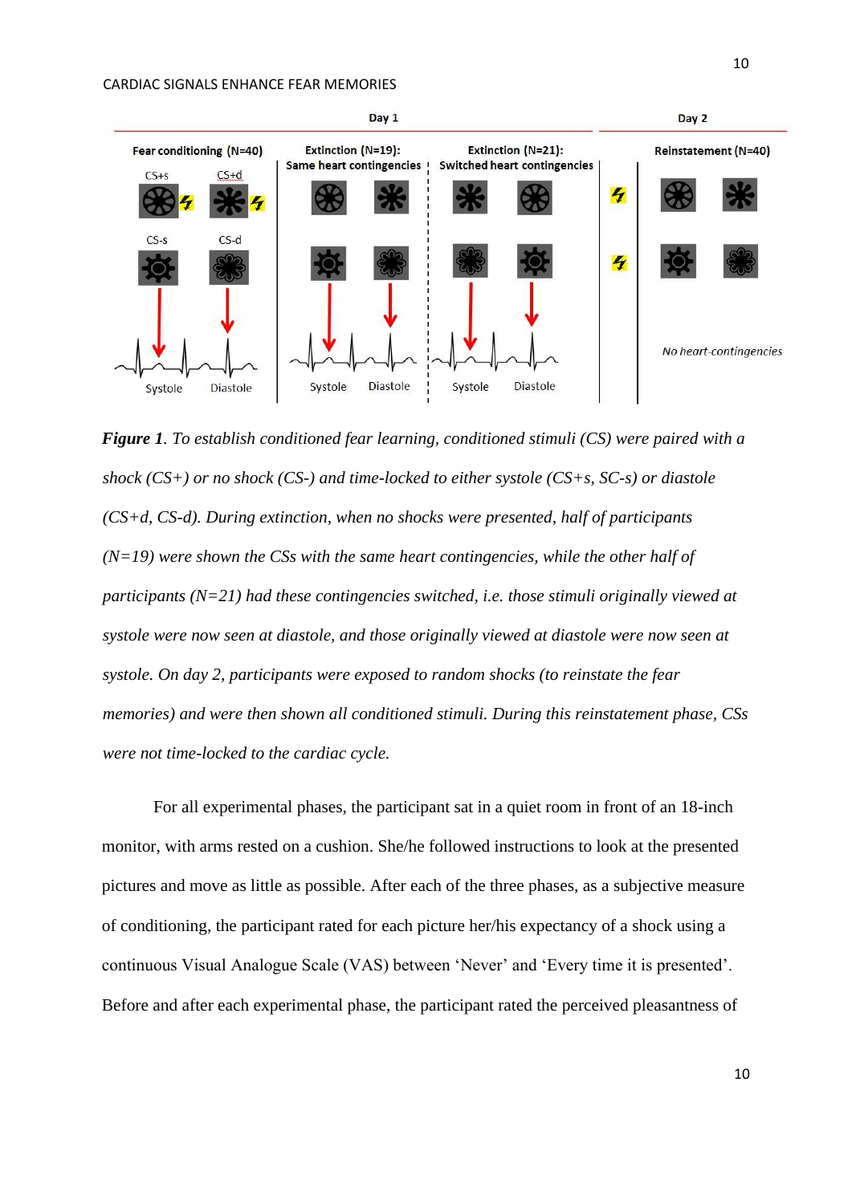*Figure 1*. *To establish conditioned fear learning, conditioned stimuli (CS) were paired with a shock (CS+) or no shock (CS-) and time-locked to either systole (CS+s, SC-s) or diastole (CS+d, CS-d). During extinction, when no shocks were presented, half of participants (N=19) were shown the CSs with the same heart contingencies, while the other half of participants (N=21) had these contingencies switched, i.e. those stimuli originally viewed at systole were now seen at diastole, and those originally viewed at diastole were now seen at systole. On day 2, participants were exposed to random shocks (to reinstate the fear memories) and were then shown all conditioned stimuli. During this reinstatement phase, CSs were not time-locked to the cardiac cycle.*

For all experimental phases, the participant sat in a quiet room in front of an 18-inch monitor, with arms rested on a cushion. She/he followed instructions to look at the presented pictures and move as little as possible. After each of the three phases, as a subjective measure of conditioning, the participant rated for each picture her/his expectancy of a shock using a continuous Visual Analogue Scale (VAS) between 'Never' and 'Every time it is presented'. Before and after each experimental phase, the participant rated the perceived pleasantness of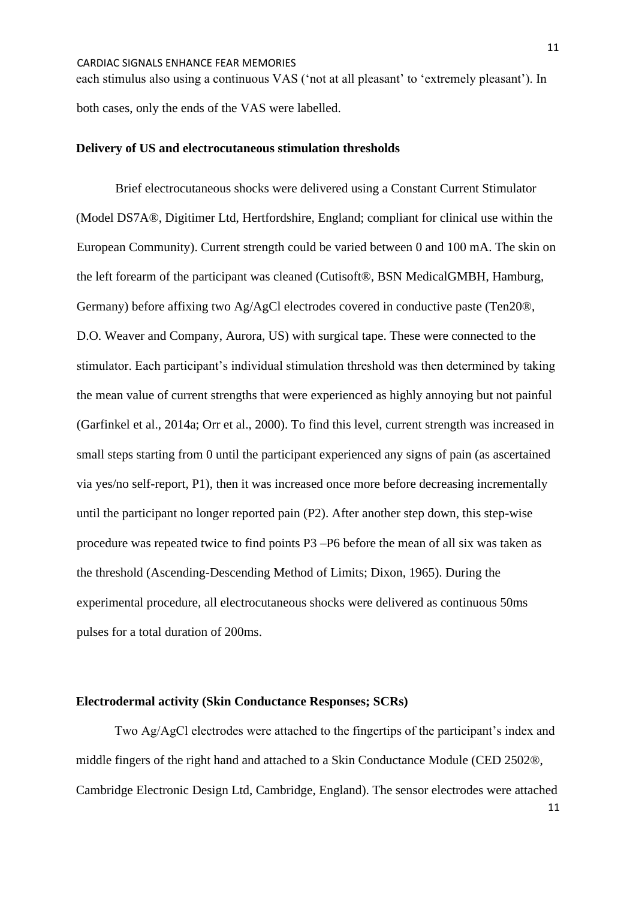each stimulus also using a continuous VAS (‘not at all pleasant’ to ‘extremely pleasant’). In both cases, only the ends of the VAS were labelled.

**Delivery of US and electrocutaneous stimulation thresholds**

Brief electrocutaneous shocks were delivered using a Constant Current Stimulator (Model DS7A®, Digitimer Ltd, Hertfordshire, England; compliant for clinical use within the European Community). Current strength could be varied between 0 and 100 mA. The skin on the left forearm of the participant was cleaned (Cutisoft®, BSN MedicalGMBH, Hamburg, Germany) before affixing two Ag/AgCl electrodes covered in conductive paste (Ten20®, D.O. Weaver and Company, Aurora, US) with surgical tape. These were connected to the stimulator. Each participant’s individual stimulation threshold was then determined by taking the mean value of current strengths that were experienced as highly annoying but not painful (Garfinkel et al., 2014a; Orr et al., 2000). To find this level, current strength was increased in small steps starting from 0 until the participant experienced any signs of pain (as ascertained via yes/no self-report, P1), then it was increased once more before decreasing incrementally until the participant no longer reported pain (P2). After another step down, this step-wise procedure was repeated twice to find points P3 –P6 before the mean of all six was taken as the threshold (Ascending-Descending Method of Limits; Dixon, 1965). During the experimental procedure, all electrocutaneous shocks were delivered as continuous 50ms pulses for a total duration of 200ms.

**Electrodermal activity (Skin Conductance Responses; SCRs)**

Two Ag/AgCl electrodes were attached to the fingertips of the participant’s index and middle fingers of the right hand and attached to a Skin Conductance Module (CED 2502®, Cambridge Electronic Design Ltd, Cambridge, England). The sensor electrodes were attached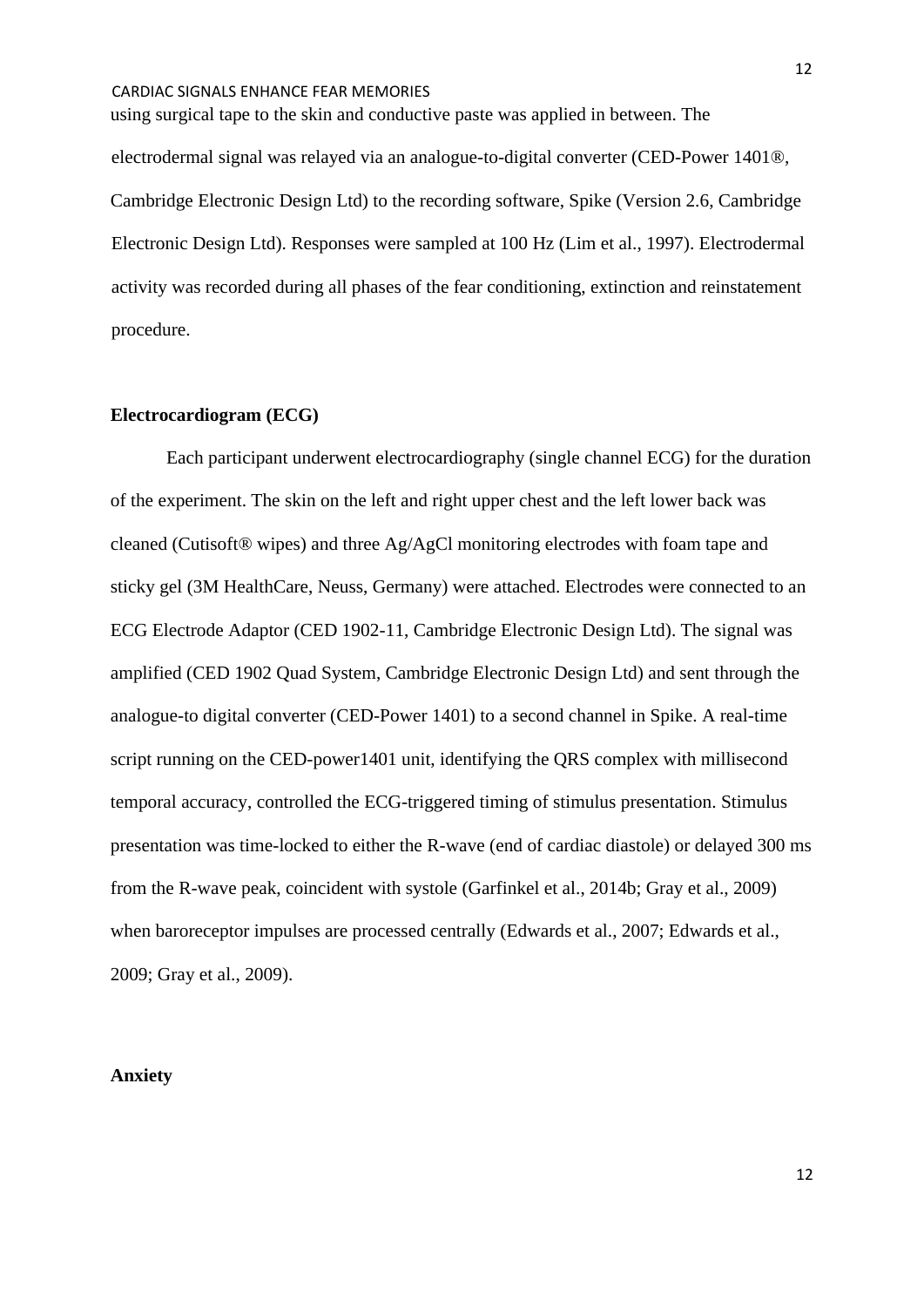using surgical tape to the skin and conductive paste was applied in between. The electrodermal signal was relayed via an analogue-to-digital converter (CED-Power 1401®, Cambridge Electronic Design Ltd) to the recording software, Spike (Version 2.6, Cambridge Electronic Design Ltd). Responses were sampled at 100 Hz (Lim et al., 1997). Electrodermal activity was recorded during all phases of the fear conditioning, extinction and reinstatement procedure.

**Electrocardiogram (ECG)**

Each participant underwent electrocardiography (single channel ECG) for the duration of the experiment. The skin on the left and right upper chest and the left lower back was cleaned (Cutisoft® wipes) and three Ag/AgCl monitoring electrodes with foam tape and sticky gel (3M HealthCare, Neuss, Germany) were attached. Electrodes were connected to an ECG Electrode Adaptor (CED 1902-11, Cambridge Electronic Design Ltd). The signal was amplified (CED 1902 Quad System, Cambridge Electronic Design Ltd) and sent through the analogue-to digital converter (CED-Power 1401) to a second channel in Spike. A real-time script running on the CED-power1401 unit, identifying the QRS complex with millisecond temporal accuracy, controlled the ECG-triggered timing of stimulus presentation. Stimulus presentation was time-locked to either the R-wave (end of cardiac diastole) or delayed 300 ms from the R-wave peak, coincident with systole (Garfinkel et al., 2014b; Gray et al., 2009) when baroreceptor impulses are processed centrally (Edwards et al., 2007; Edwards et al., 2009; Gray et al., 2009).

**Anxiety**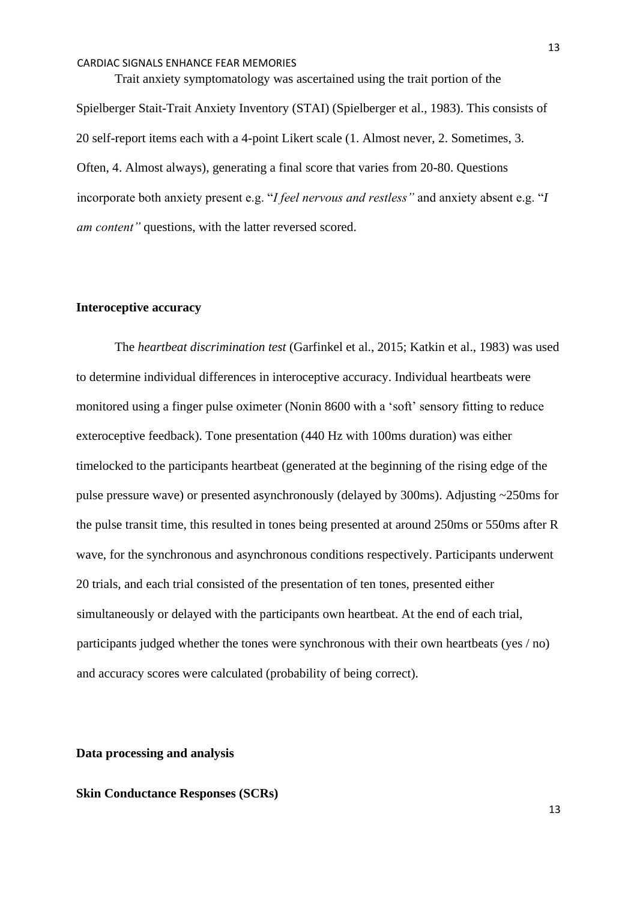Trait anxiety symptomatology was ascertained using the trait portion of the Spielberger Stait-Trait Anxiety Inventory (STAI) (Spielberger et al., 1983). This consists of 20 self-report items each with a 4-point Likert scale (1. Almost never, 2. Sometimes, 3. Often, 4. Almost always), generating a final score that varies from 20-80. Questions incorporate both anxiety present e.g. "*I feel nervous and restless"* and anxiety absent e.g. "*I am content"* questions, with the latter reversed scored.

**Interoceptive accuracy**

The *heartbeat discrimination test* (Garfinkel et al., 2015; Katkin et al., 1983) was used to determine individual differences in interoceptive accuracy. Individual heartbeats were monitored using a finger pulse oximeter (Nonin 8600 with a 'soft' sensory fitting to reduce exteroceptive feedback). Tone presentation (440 Hz with 100ms duration) was either timelocked to the participants heartbeat (generated at the beginning of the rising edge of the pulse pressure wave) or presented asynchronously (delayed by 300ms). Adjusting ~250ms for the pulse transit time, this resulted in tones being presented at around 250ms or 550ms after R wave, for the synchronous and asynchronous conditions respectively. Participants underwent 20 trials, and each trial consisted of the presentation of ten tones, presented either simultaneously or delayed with the participants own heartbeat. At the end of each trial, participants judged whether the tones were synchronous with their own heartbeats (yes / no) and accuracy scores were calculated (probability of being correct).

**Data processing and analysis**

**Skin Conductance Responses (SCRs)**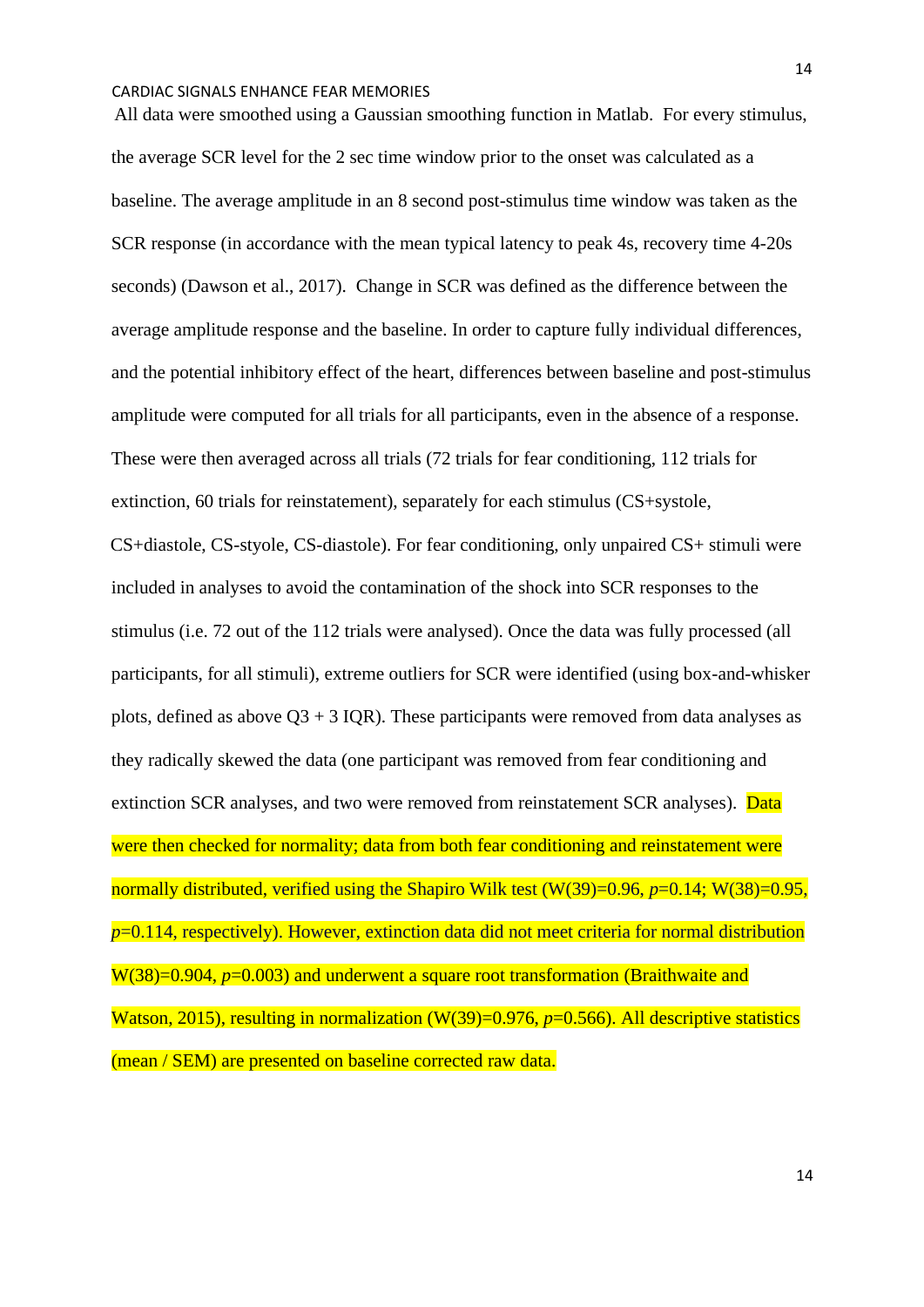All data were smoothed using a Gaussian smoothing function in Matlab. For every stimulus, the average SCR level for the 2 sec time window prior to the onset was calculated as a baseline. The average amplitude in an 8 second post-stimulus time window was taken as the SCR response (in accordance with the mean typical latency to peak 4s, recovery time 4-20s seconds) (Dawson et al., 2017). Change in SCR was defined as the difference between the average amplitude response and the baseline. In order to capture fully individual differences, and the potential inhibitory effect of the heart, differences between baseline and post-stimulus amplitude were computed for all trials for all participants, even in the absence of a response. These were then averaged across all trials (72 trials for fear conditioning, 112 trials for extinction, 60 trials for reinstatement), separately for each stimulus (CS+systole, CS+diastole, CS-styole, CS-diastole). For fear conditioning, only unpaired CS+ stimuli were included in analyses to avoid the contamination of the shock into SCR responses to the stimulus (i.e. 72 out of the 112 trials were analysed). Once the data was fully processed (all participants, for all stimuli), extreme outliers for SCR were identified (using box-and-whisker plots, defined as above Q3 + 3 IQR). These participants were removed from data analyses as they radically skewed the data (one participant was removed from fear conditioning and extinction SCR analyses, and two were removed from reinstatement SCR analyses). Data were then checked for normality; data from both fear conditioning and reinstatement were normally distributed, verified using the Shapiro Wilk test ($W(39)=0.96$, $p=0.14$; $W(38)=0.95$, $p=0.114$, respectively). However, extinction data did not meet criteria for normal distribution $W(38)=0.904$, $p=0.003$) and underwent a square root transformation (Braithwaite and Watson, 2015), resulting in normalization ($W(39)=0.976$, $p=0.566$). All descriptive statistics (mean / SEM) are presented on baseline corrected raw data.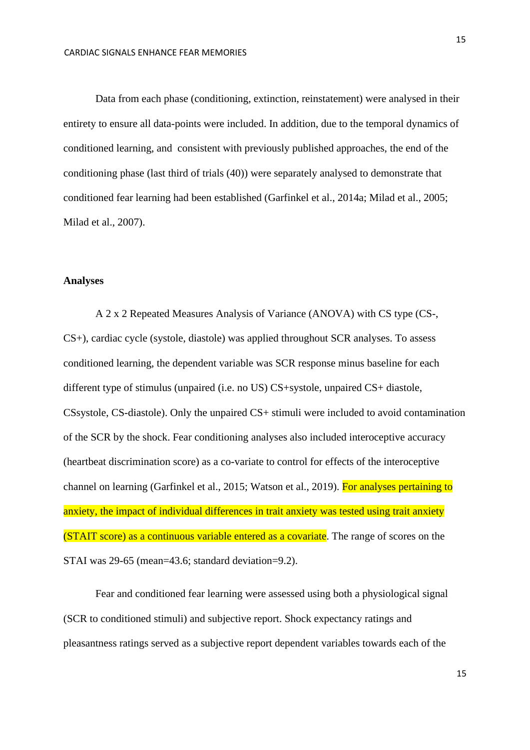Data from each phase (conditioning, extinction, reinstatement) were analysed in their entirety to ensure all data-points were included. In addition, due to the temporal dynamics of conditioned learning, and  consistent with previously published approaches, the end of the conditioning phase (last third of trials (40)) were separately analysed to demonstrate that conditioned fear learning had been established (Garfinkel et al., 2014a; Milad et al., 2005; Milad et al., 2007).

**Analyses**

A 2 x 2 Repeated Measures Analysis of Variance (ANOVA) with CS type (CS-, CS+), cardiac cycle (systole, diastole) was applied throughout SCR analyses. To assess conditioned learning, the dependent variable was SCR response minus baseline for each different type of stimulus (unpaired (i.e. no US) CS+systole, unpaired CS+ diastole, CSsystole, CS-diastole). Only the unpaired CS+ stimuli were included to avoid contamination of the SCR by the shock. Fear conditioning analyses also included interoceptive accuracy (heartbeat discrimination score) as a co-variate to control for effects of the interoceptive channel on learning (Garfinkel et al., 2015; Watson et al., 2019). For analyses pertaining to anxiety, the impact of individual differences in trait anxiety was tested using trait anxiety (STAIT score) as a continuous variable entered as a covariate. The range of scores on the STAI was 29-65 (mean=43.6; standard deviation=9.2).

Fear and conditioned fear learning were assessed using both a physiological signal (SCR to conditioned stimuli) and subjective report. Shock expectancy ratings and pleasantness ratings served as a subjective report dependent variables towards each of the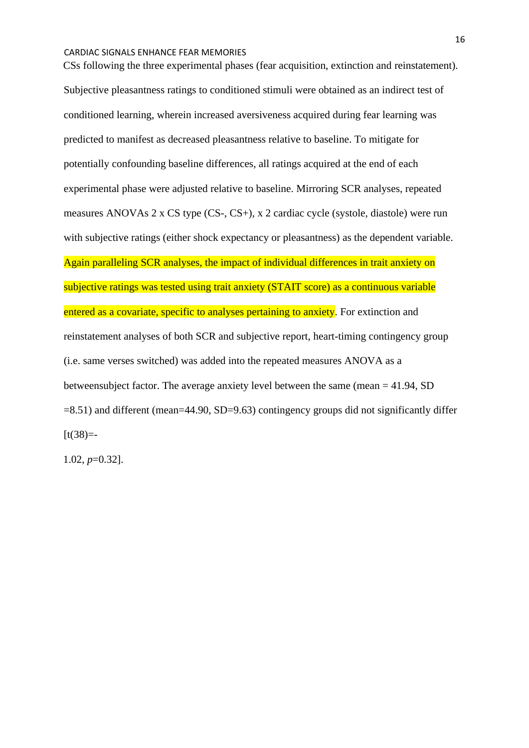CSs following the three experimental phases (fear acquisition, extinction and reinstatement). Subjective pleasantness ratings to conditioned stimuli were obtained as an indirect test of conditioned learning, wherein increased aversiveness acquired during fear learning was predicted to manifest as decreased pleasantness relative to baseline. To mitigate for potentially confounding baseline differences, all ratings acquired at the end of each experimental phase were adjusted relative to baseline. Mirroring SCR analyses, repeated measures ANOVAs 2 x CS type (CS-, CS+), x 2 cardiac cycle (systole, diastole) were run with subjective ratings (either shock expectancy or pleasantness) as the dependent variable. Again paralleling SCR analyses, the impact of individual differences in trait anxiety on subjective ratings was tested using trait anxiety (STAIT score) as a continuous variable entered as a covariate, specific to analyses pertaining to anxiety. For extinction and reinstatement analyses of both SCR and subjective report, heart-timing contingency group (i.e. same verses switched) was added into the repeated measures ANOVA as a betweensubject factor. The average anxiety level between the same (mean = 41.94, SD =8.51) and different (mean=44.90, SD=9.63) contingency groups did not significantly differ [$t(38)=-1.02$, $p=0.32$].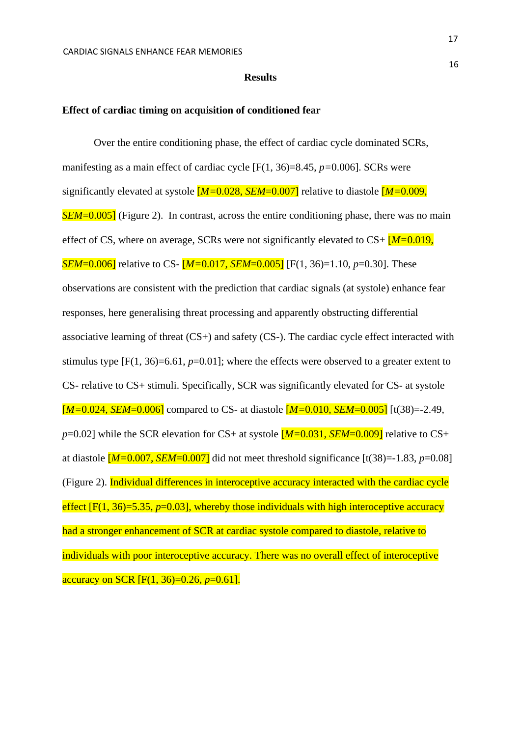# Results

## Effect of cardiac timing on acquisition of conditioned fear

Over the entire conditioning phase, the effect of cardiac cycle dominated SCRs, manifesting as a main effect of cardiac cycle [$F(1, 36)=8.45$, $p=0.006$]. SCRs were significantly elevated at systole [$M=0.028$, $SEM=0.007$] relative to diastole [$M=0.009$, $SEM=0.005$] (Figure 2). In contrast, across the entire conditioning phase, there was no main effect of CS, where on average, SCRs were not significantly elevated to CS+ [$M=0.019$, $SEM=0.006$] relative to CS- [$M=0.017$, $SEM=0.005$] [$F(1, 36)=1.10$, $p=0.30$]. These observations are consistent with the prediction that cardiac signals (at systole) enhance fear responses, here generalising threat processing and apparently obstructing differential associative learning of threat (CS+) and safety (CS-). The cardiac cycle effect interacted with stimulus type [$F(1, 36)=6.61$, $p=0.01$]; where the effects were observed to a greater extent to CS- relative to CS+ stimuli. Specifically, SCR was significantly elevated for CS- at systole [$M=0.024$, $SEM=0.006$] compared to CS- at diastole [$M=0.010$, $SEM=0.005$] [$t(38)=-2.49$, $p=0.02$] while the SCR elevation for CS+ at systole [$M=0.031$, $SEM=0.009$] relative to CS+ at diastole [$M=0.007$, $SEM=0.007$] did not meet threshold significance [$t(38)=-1.83$, $p=0.08$] (Figure 2). Individual differences in interoceptive accuracy interacted with the cardiac cycle effect [$F(1, 36)=5.35$, $p=0.03$], whereby those individuals with high interoceptive accuracy had a stronger enhancement of SCR at cardiac systole compared to diastole, relative to individuals with poor interoceptive accuracy. There was no overall effect of interoceptive accuracy on SCR [$F(1, 36)=0.26$, $p=0.61$].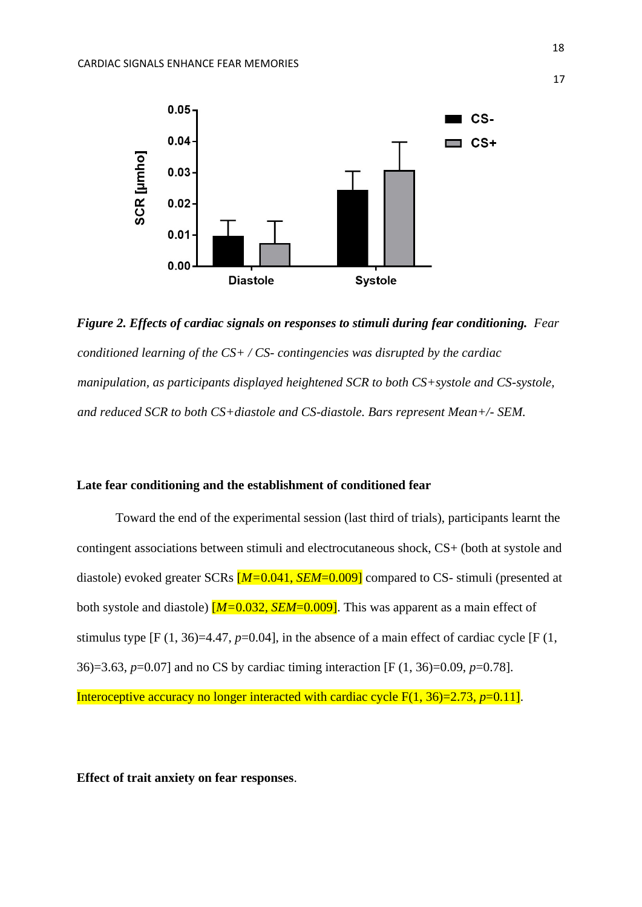*Figure 2.* ***Effects of cardiac signals on responses to stimuli during fear conditioning.*** *Fear conditioned learning of the CS+ / CS- contingencies was disrupted by the cardiac manipulation, as participants displayed heightened SCR to both CS+systole and CS-systole, and reduced SCR to both CS+diastole and CS-diastole. Bars represent Mean+/- SEM.*

**Late fear conditioning and the establishment of conditioned fear**

Toward the end of the experimental session (last third of trials), participants learnt the contingent associations between stimuli and electrocutaneous shock, CS+ (both at systole and diastole) evoked greater SCRs [*M*=0.041, *SEM*=0.009] compared to CS- stimuli (presented at both systole and diastole) [*M*=0.032, *SEM*=0.009]. This was apparent as a main effect of stimulus type [$F(1, 36)=4.47$, $p=0.04$], in the absence of a main effect of cardiac cycle [$F(1, 36)=3.63$, $p=0.07$] and no CS by cardiac timing interaction [$F(1, 36)=0.09$, $p=0.78$]. Interoceptive accuracy no longer interacted with cardiac cycle $F(1, 36)=2.73$, $p=0.11$].

**Effect of trait anxiety on fear responses**.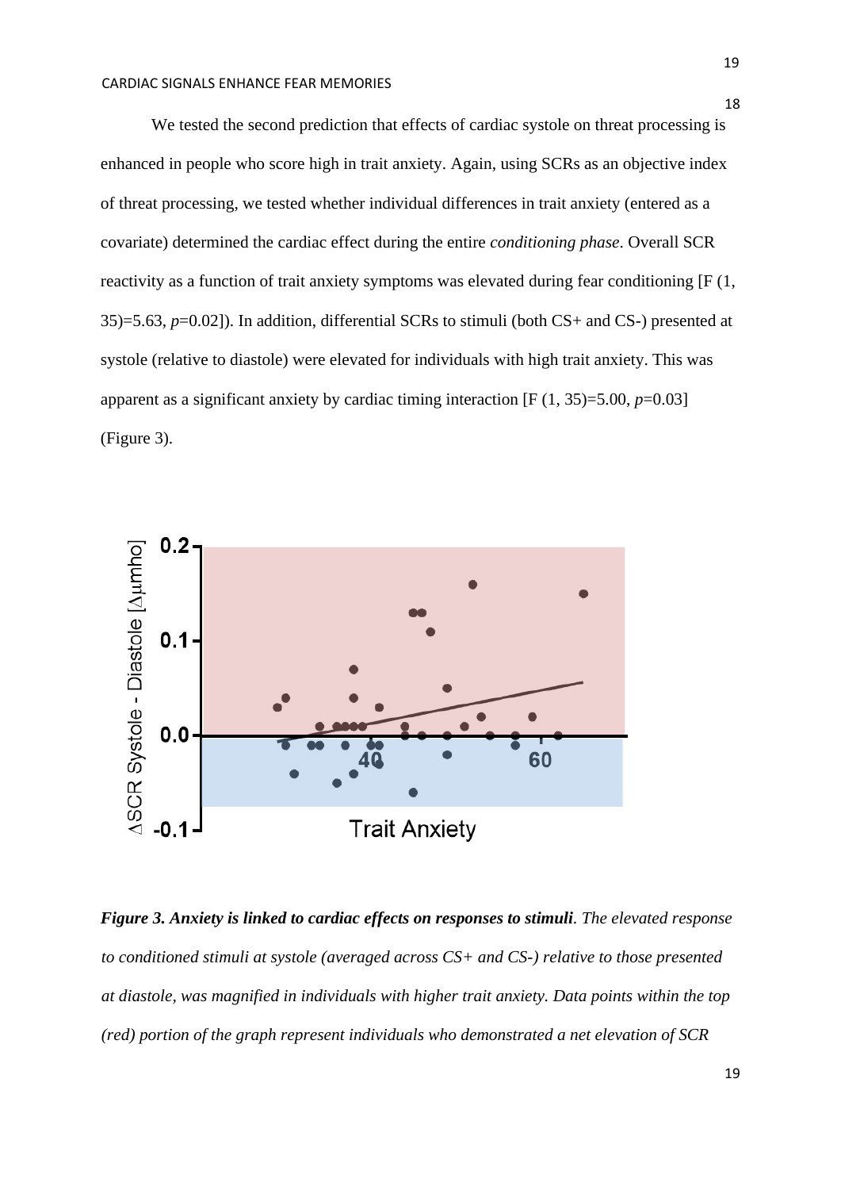We tested the second prediction that effects of cardiac systole on threat processing is enhanced in people who score high in trait anxiety. Again, using SCRs as an objective index of threat processing, we tested whether individual differences in trait anxiety (entered as a covariate) determined the cardiac effect during the entire *conditioning phase*. Overall SCR reactivity as a function of trait anxiety symptoms was elevated during fear conditioning [$F(1, 35)=5.63$, $p=0.02$]). In addition, differential SCRs to stimuli (both CS+ and CS-) presented at systole (relative to diastole) were elevated for individuals with high trait anxiety. This was apparent as a significant anxiety by cardiac timing interaction [$F(1, 35)=5.00$, $p=0.03$] (Figure 3).

***Figure 3. Anxiety is linked to cardiac effects on responses to stimuli****. The elevated response to conditioned stimuli at systole (averaged across CS+ and CS-) relative to those presented at diastole, was magnified in individuals with higher trait anxiety. Data points within the top (red) portion of the graph represent individuals who demonstrated a net elevation of SCR*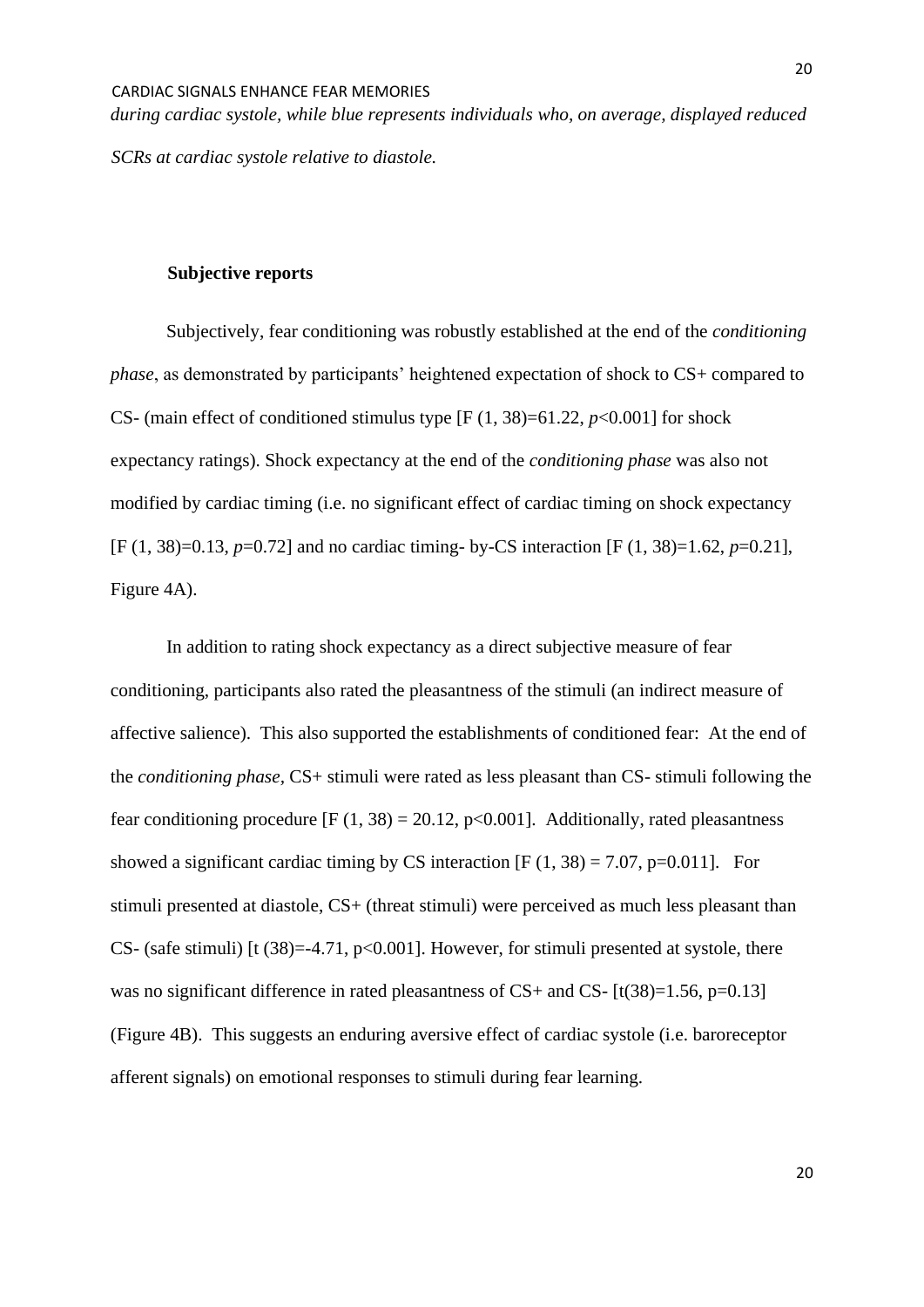*during cardiac systole, while blue represents individuals who, on average, displayed reduced SCRs at cardiac systole relative to diastole.*

**Subjective reports**

Subjectively, fear conditioning was robustly established at the end of the *conditioning phase*, as demonstrated by participants' heightened expectation of shock to CS+ compared to CS- (main effect of conditioned stimulus type [$F(1, 38)=61.22$, $p<0.001$] for shock expectancy ratings). Shock expectancy at the end of the *conditioning phase* was also not modified by cardiac timing (i.e. no significant effect of cardiac timing on shock expectancy [$F(1, 38)=0.13$, $p=0.72$] and no cardiac timing- by-CS interaction [$F(1, 38)=1.62$, $p=0.21$], Figure 4A).

In addition to rating shock expectancy as a direct subjective measure of fear conditioning, participants also rated the pleasantness of the stimuli (an indirect measure of affective salience). This also supported the establishments of conditioned fear: At the end of the *conditioning phase*, CS+ stimuli were rated as less pleasant than CS- stimuli following the fear conditioning procedure [$F(1, 38) = 20.12$, $p<0.001$]. Additionally, rated pleasantness showed a significant cardiac timing by CS interaction [$F(1, 38) = 7.07$, $p=0.011$]. For stimuli presented at diastole, CS+ (threat stimuli) were perceived as much less pleasant than CS- (safe stimuli) [$t(38)=-4.71$, $p<0.001$]. However, for stimuli presented at systole, there was no significant difference in rated pleasantness of CS+ and CS- [$t(38)=1.56$, $p=0.13$] (Figure 4B). This suggests an enduring aversive effect of cardiac systole (i.e. baroreceptor afferent signals) on emotional responses to stimuli during fear learning.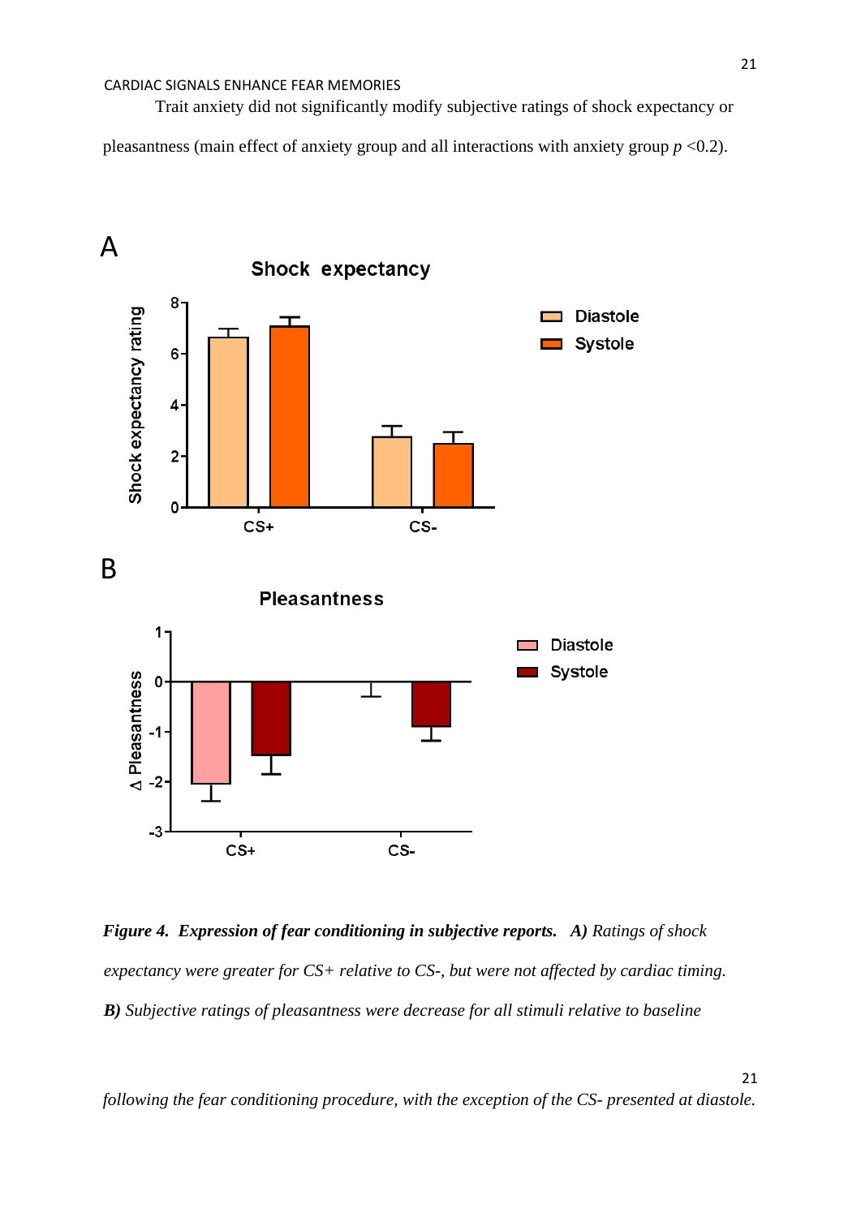Trait anxiety did not significantly modify subjective ratings of shock expectancy or pleasantness (main effect of anxiety group and all interactions with anxiety group $p < 0.2$).

***Figure 4. Expression of fear conditioning in subjective reports.*** ***A)*** *Ratings of shock expectancy were greater for CS+ relative to CS-, but were not affected by cardiac timing.* ***B)*** *Subjective ratings of pleasantness were decrease for all stimuli relative to baseline following the fear conditioning procedure, with the exception of the CS- presented at diastole.*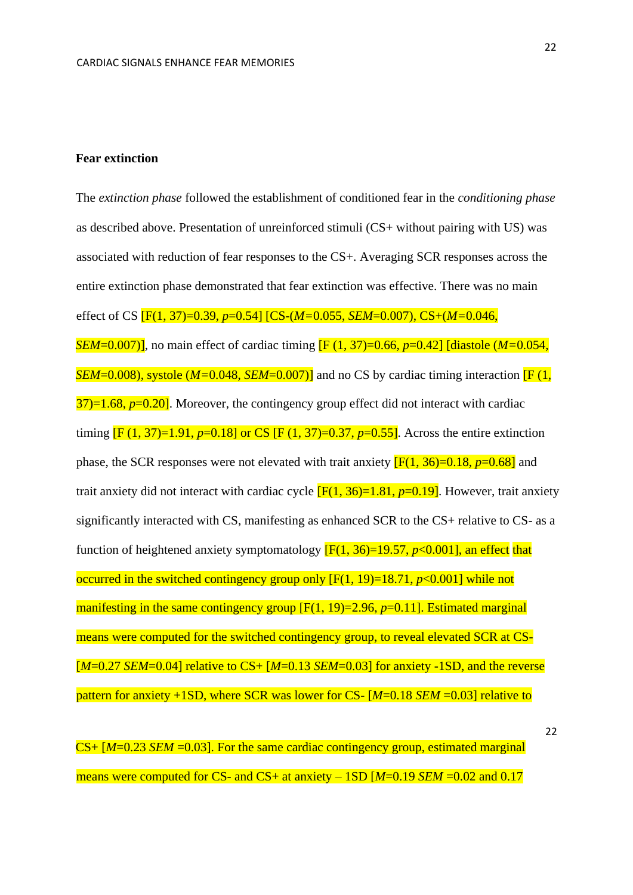**Fear extinction**

The *extinction phase* followed the establishment of conditioned fear in the *conditioning phase* as described above. Presentation of unreinforced stimuli (CS+ without pairing with US) was associated with reduction of fear responses to the CS+. Averaging SCR responses across the entire extinction phase demonstrated that fear extinction was effective. There was no main effect of CS [$F(1, 37)=0.39$, $p=0.54$] [CS-($M=0.055$, $SEM=0.007$), CS+($M=0.046$, $SEM=0.007$)], no main effect of cardiac timing [$F(1, 37)=0.66$, $p=0.42$] [diastole ($M=0.054$, $SEM=0.008$), systole ($M=0.048$, $SEM=0.007$)] and no CS by cardiac timing interaction [$F(1, 37)=1.68$, $p=0.20$]. Moreover, the contingency group effect did not interact with cardiac timing [$F(1, 37)=1.91$, $p=0.18$] or CS [$F(1, 37)=0.37$, $p=0.55$]. Across the entire extinction phase, the SCR responses were not elevated with trait anxiety [$F(1, 36)=0.18$, $p=0.68$] and trait anxiety did not interact with cardiac cycle [$F(1, 36)=1.81$, $p=0.19$]. However, trait anxiety significantly interacted with CS, manifesting as enhanced SCR to the CS+ relative to CS- as a function of heightened anxiety symptomatology [$F(1, 36)=19.57$, $p<0.001$], an effect that occurred in the switched contingency group only [$F(1, 19)=18.71$, $p<0.001$] while not manifesting in the same contingency group [$F(1, 19)=2.96$, $p=0.11$]. Estimated marginal means were computed for the switched contingency group, to reveal elevated SCR at CS- [$M=0.27$ $SEM=0.04$] relative to CS+ [$M=0.13$ $SEM=0.03$] for anxiety -1SD, and the reverse pattern for anxiety +1SD, where SCR was lower for CS- [$M=0.18$ $SEM=0.03$] relative to CS+ [$M=0.23$ $SEM=0.03$]. For the same cardiac contingency group, estimated marginal means were computed for CS- and CS+ at anxiety – 1SD [$M=0.19$ $SEM=0.02$ and 0.17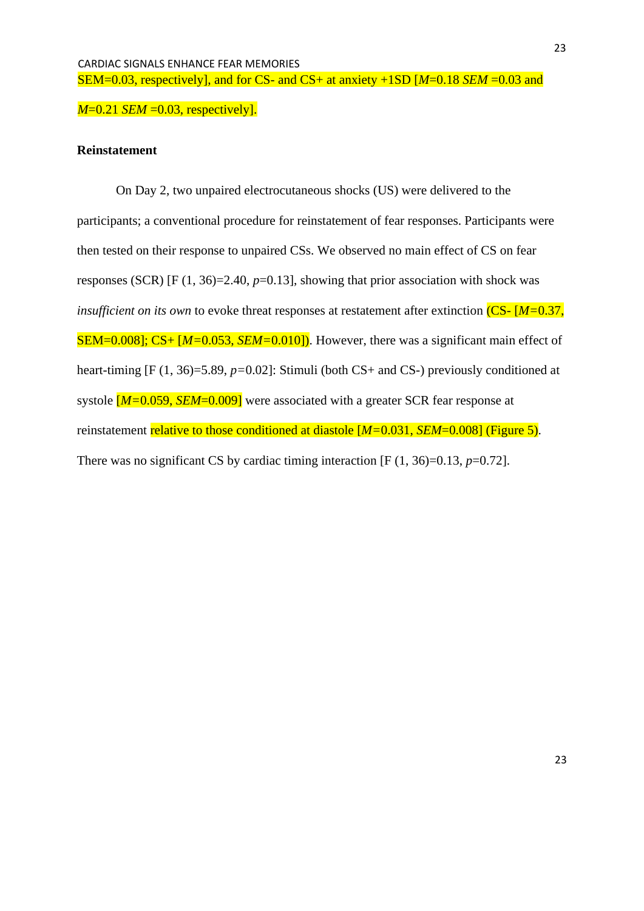SEM=0.03, respectively], and for CS- and CS+ at anxiety +1SD [*M*=0.18 *SEM* =0.03 and *M*=0.21 *SEM* =0.03, respectively].

**Reinstatement**

On Day 2, two unpaired electrocutaneous shocks (US) were delivered to the participants; a conventional procedure for reinstatement of fear responses. Participants were then tested on their response to unpaired CSs. We observed no main effect of CS on fear responses (SCR) [$F(1, 36)=2.40$, $p=0.13$], showing that prior association with shock was *insufficient on its own* to evoke threat responses at restatement after extinction (CS- [*M*=0.37, SEM=0.008]; CS+ [*M*=0.053, *SEM*=0.010]). However, there was a significant main effect of heart-timing [$F(1, 36)=5.89$, $p=0.02$]: Stimuli (both CS+ and CS-) previously conditioned at systole [*M*=0.059, *SEM*=0.009] were associated with a greater SCR fear response at reinstatement relative to those conditioned at diastole [*M*=0.031, *SEM*=0.008] (Figure 5). There was no significant CS by cardiac timing interaction [$F(1, 36)=0.13$, $p=0.72$].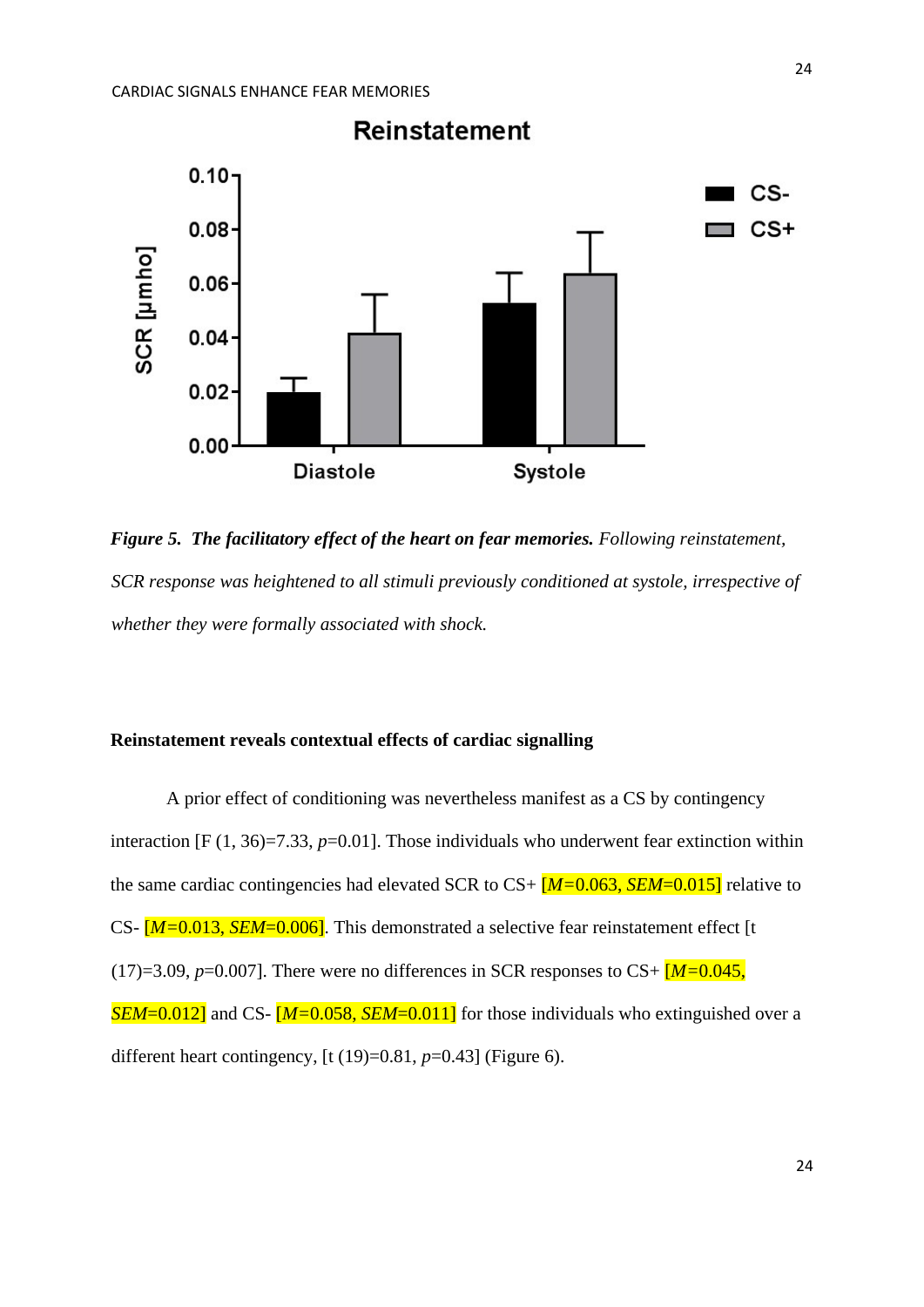*Figure 5.* ***The facilitatory effect of the heart on fear memories.*** *Following reinstatement, SCR response was heightened to all stimuli previously conditioned at systole, irrespective of whether they were formally associated with shock.*

**Reinstatement reveals contextual effects of cardiac signalling**

A prior effect of conditioning was nevertheless manifest as a CS by contingency interaction [$F(1, 36)=7.33$, $p=0.01$]. Those individuals who underwent fear extinction within the same cardiac contingencies had elevated SCR to CS+ [$M=0.063$, $SEM=0.015$] relative to CS- [$M=0.013$, $SEM=0.006$]. This demonstrated a selective fear reinstatement effect [$t(17)=3.09$, $p=0.007$]. There were no differences in SCR responses to CS+ [$M=0.045$, $SEM=0.012$] and CS- [$M=0.058$, $SEM=0.011$] for those individuals who extinguished over a different heart contingency, [$t(19)=0.81$, $p=0.43$] (Figure 6).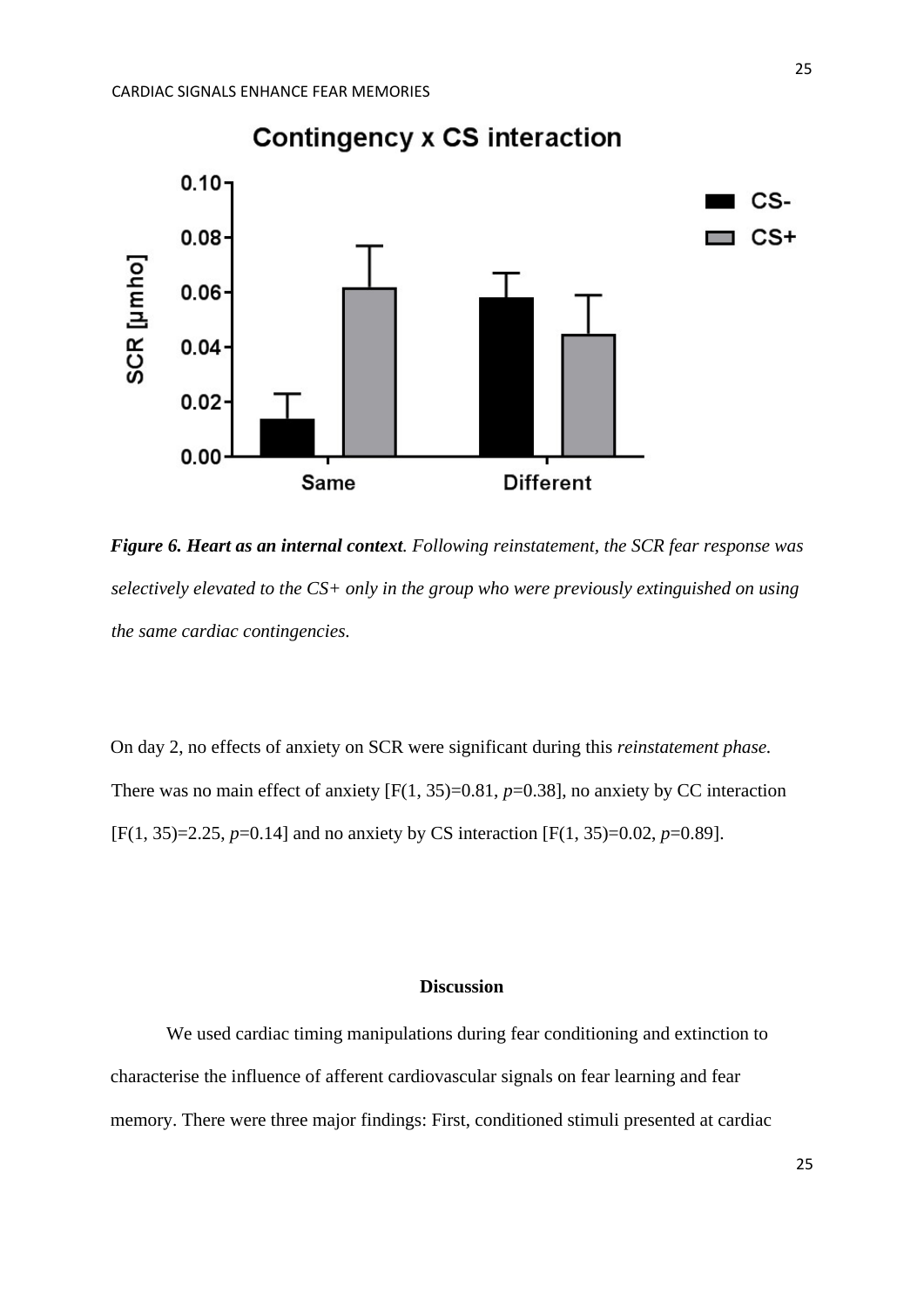*Figure 6.* ***Heart as an internal context****. Following reinstatement, the SCR fear response was selectively elevated to the CS+ only in the group who were previously extinguished on using the same cardiac contingencies.*

On day 2, no effects of anxiety on SCR were significant during this *reinstatement phase.* There was no main effect of anxiety [$F(1, 35)=0.81$, $p=0.38$], no anxiety by CC interaction [$F(1, 35)=2.25$, $p=0.14$] and no anxiety by CS interaction [$F(1, 35)=0.02$, $p=0.89$].

## Discussion

We used cardiac timing manipulations during fear conditioning and extinction to characterise the influence of afferent cardiovascular signals on fear learning and fear memory. There were three major findings: First, conditioned stimuli presented at cardiac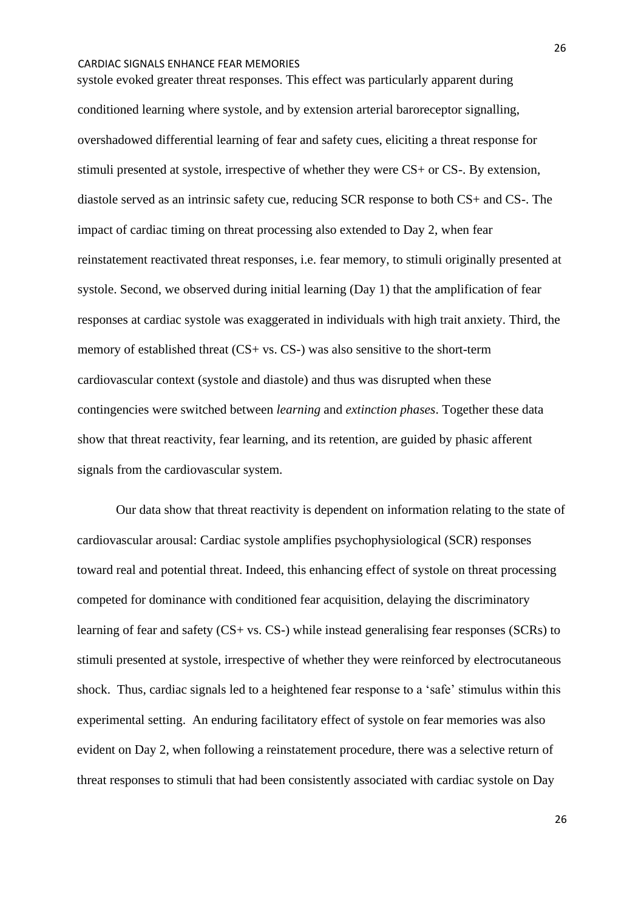systole evoked greater threat responses. This effect was particularly apparent during conditioned learning where systole, and by extension arterial baroreceptor signalling, overshadowed differential learning of fear and safety cues, eliciting a threat response for stimuli presented at systole, irrespective of whether they were CS+ or CS-. By extension, diastole served as an intrinsic safety cue, reducing SCR response to both CS+ and CS-. The impact of cardiac timing on threat processing also extended to Day 2, when fear reinstatement reactivated threat responses, i.e. fear memory, to stimuli originally presented at systole. Second, we observed during initial learning (Day 1) that the amplification of fear responses at cardiac systole was exaggerated in individuals with high trait anxiety. Third, the memory of established threat (CS+ vs. CS-) was also sensitive to the short-term cardiovascular context (systole and diastole) and thus was disrupted when these contingencies were switched between *learning* and *extinction phases*. Together these data show that threat reactivity, fear learning, and its retention, are guided by phasic afferent signals from the cardiovascular system.

Our data show that threat reactivity is dependent on information relating to the state of cardiovascular arousal: Cardiac systole amplifies psychophysiological (SCR) responses toward real and potential threat. Indeed, this enhancing effect of systole on threat processing competed for dominance with conditioned fear acquisition, delaying the discriminatory learning of fear and safety (CS+ vs. CS-) while instead generalising fear responses (SCRs) to stimuli presented at systole, irrespective of whether they were reinforced by electrocutaneous shock. Thus, cardiac signals led to a heightened fear response to a 'safe' stimulus within this experimental setting. An enduring facilitatory effect of systole on fear memories was also evident on Day 2, when following a reinstatement procedure, there was a selective return of threat responses to stimuli that had been consistently associated with cardiac systole on Day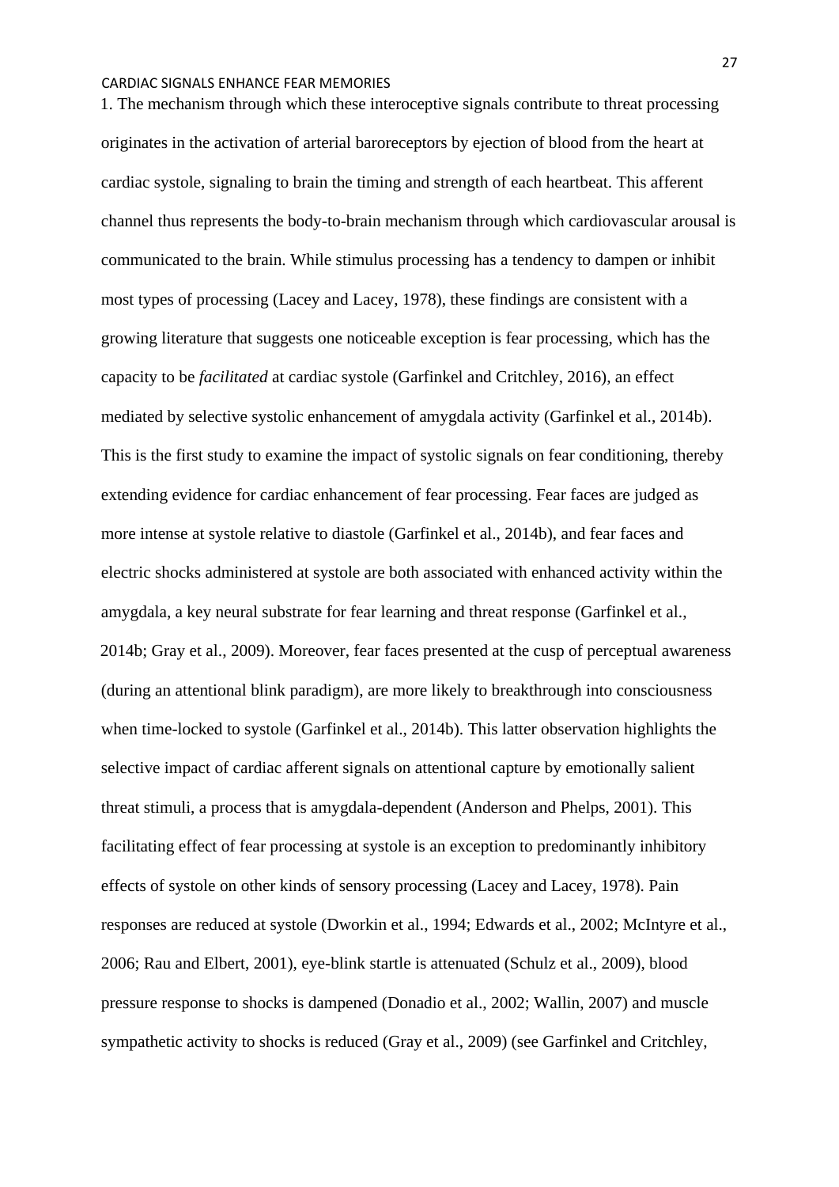1. The mechanism through which these interoceptive signals contribute to threat processing originates in the activation of arterial baroreceptors by ejection of blood from the heart at cardiac systole, signaling to brain the timing and strength of each heartbeat. This afferent channel thus represents the body-to-brain mechanism through which cardiovascular arousal is communicated to the brain. While stimulus processing has a tendency to dampen or inhibit most types of processing (Lacey and Lacey, 1978), these findings are consistent with a growing literature that suggests one noticeable exception is fear processing, which has the capacity to be *facilitated* at cardiac systole (Garfinkel and Critchley, 2016), an effect mediated by selective systolic enhancement of amygdala activity (Garfinkel et al., 2014b). This is the first study to examine the impact of systolic signals on fear conditioning, thereby extending evidence for cardiac enhancement of fear processing. Fear faces are judged as more intense at systole relative to diastole (Garfinkel et al., 2014b), and fear faces and electric shocks administered at systole are both associated with enhanced activity within the amygdala, a key neural substrate for fear learning and threat response (Garfinkel et al., 2014b; Gray et al., 2009). Moreover, fear faces presented at the cusp of perceptual awareness (during an attentional blink paradigm), are more likely to breakthrough into consciousness when time-locked to systole (Garfinkel et al., 2014b). This latter observation highlights the selective impact of cardiac afferent signals on attentional capture by emotionally salient threat stimuli, a process that is amygdala-dependent (Anderson and Phelps, 2001). This facilitating effect of fear processing at systole is an exception to predominantly inhibitory effects of systole on other kinds of sensory processing (Lacey and Lacey, 1978). Pain responses are reduced at systole (Dworkin et al., 1994; Edwards et al., 2002; McIntyre et al., 2006; Rau and Elbert, 2001), eye-blink startle is attenuated (Schulz et al., 2009), blood pressure response to shocks is dampened (Donadio et al., 2002; Wallin, 2007) and muscle sympathetic activity to shocks is reduced (Gray et al., 2009) (see Garfinkel and Critchley,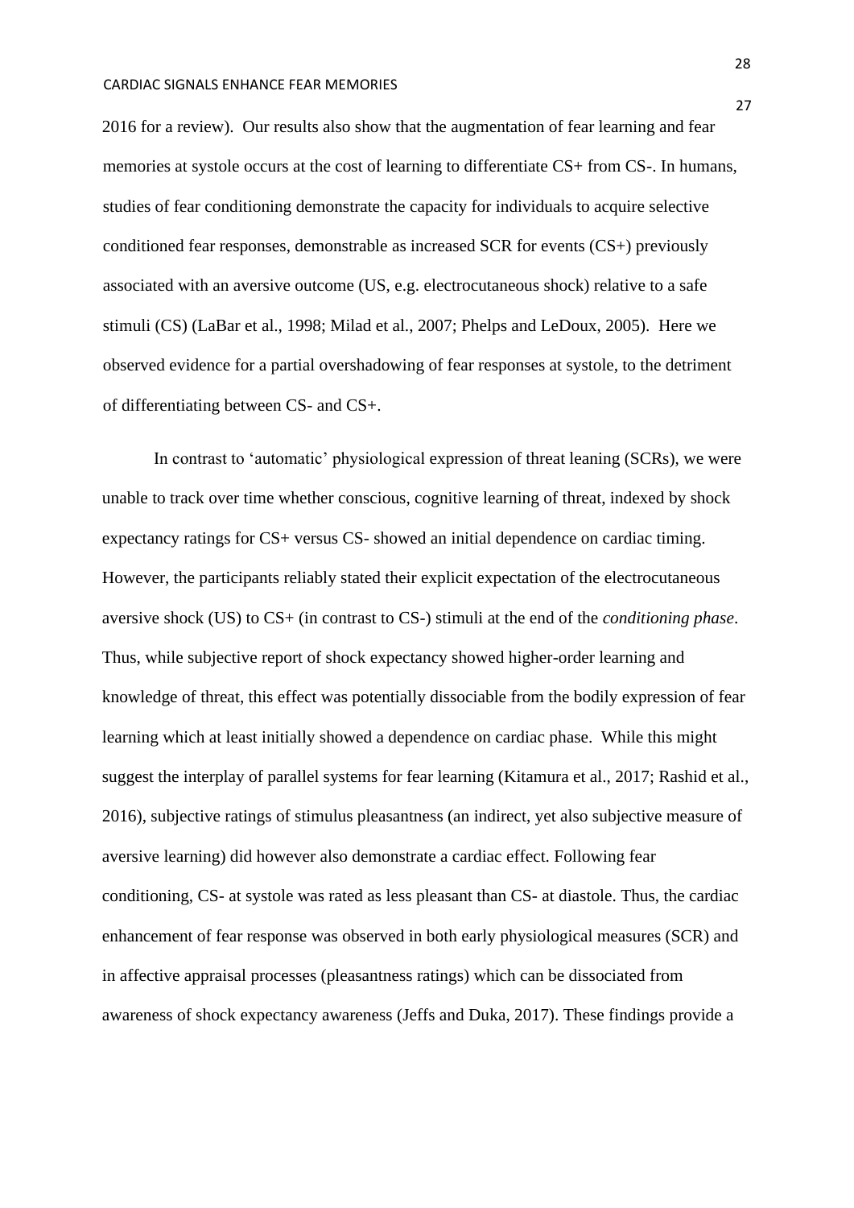2016 for a review). Our results also show that the augmentation of fear learning and fear memories at systole occurs at the cost of learning to differentiate CS+ from CS-. In humans, studies of fear conditioning demonstrate the capacity for individuals to acquire selective conditioned fear responses, demonstrable as increased SCR for events (CS+) previously associated with an aversive outcome (US, e.g. electrocutaneous shock) relative to a safe stimuli (CS) (LaBar et al., 1998; Milad et al., 2007; Phelps and LeDoux, 2005). Here we observed evidence for a partial overshadowing of fear responses at systole, to the detriment of differentiating between CS- and CS+.

In contrast to 'automatic' physiological expression of threat leaning (SCRs), we were unable to track over time whether conscious, cognitive learning of threat, indexed by shock expectancy ratings for CS+ versus CS- showed an initial dependence on cardiac timing. However, the participants reliably stated their explicit expectation of the electrocutaneous aversive shock (US) to CS+ (in contrast to CS-) stimuli at the end of the *conditioning phase*. Thus, while subjective report of shock expectancy showed higher-order learning and knowledge of threat, this effect was potentially dissociable from the bodily expression of fear learning which at least initially showed a dependence on cardiac phase. While this might suggest the interplay of parallel systems for fear learning (Kitamura et al., 2017; Rashid et al., 2016), subjective ratings of stimulus pleasantness (an indirect, yet also subjective measure of aversive learning) did however also demonstrate a cardiac effect. Following fear conditioning, CS- at systole was rated as less pleasant than CS- at diastole. Thus, the cardiac enhancement of fear response was observed in both early physiological measures (SCR) and in affective appraisal processes (pleasantness ratings) which can be dissociated from awareness of shock expectancy awareness (Jeffs and Duka, 2017). These findings provide a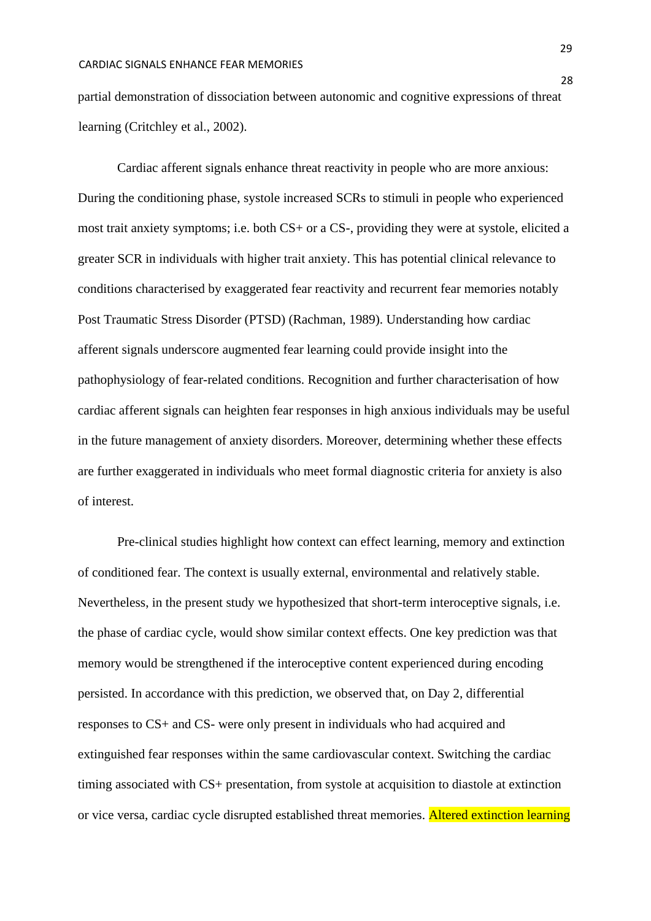partial demonstration of dissociation between autonomic and cognitive expressions of threat learning (Critchley et al., 2002).

Cardiac afferent signals enhance threat reactivity in people who are more anxious: During the conditioning phase, systole increased SCRs to stimuli in people who experienced most trait anxiety symptoms; i.e. both CS+ or a CS-, providing they were at systole, elicited a greater SCR in individuals with higher trait anxiety. This has potential clinical relevance to conditions characterised by exaggerated fear reactivity and recurrent fear memories notably Post Traumatic Stress Disorder (PTSD) (Rachman, 1989). Understanding how cardiac afferent signals underscore augmented fear learning could provide insight into the pathophysiology of fear-related conditions. Recognition and further characterisation of how cardiac afferent signals can heighten fear responses in high anxious individuals may be useful in the future management of anxiety disorders. Moreover, determining whether these effects are further exaggerated in individuals who meet formal diagnostic criteria for anxiety is also of interest.

Pre-clinical studies highlight how context can effect learning, memory and extinction of conditioned fear. The context is usually external, environmental and relatively stable. Nevertheless, in the present study we hypothesized that short-term interoceptive signals, i.e. the phase of cardiac cycle, would show similar context effects. One key prediction was that memory would be strengthened if the interoceptive content experienced during encoding persisted. In accordance with this prediction, we observed that, on Day 2, differential responses to CS+ and CS- were only present in individuals who had acquired and extinguished fear responses within the same cardiovascular context. Switching the cardiac timing associated with CS+ presentation, from systole at acquisition to diastole at extinction or vice versa, cardiac cycle disrupted established threat memories. Altered extinction learning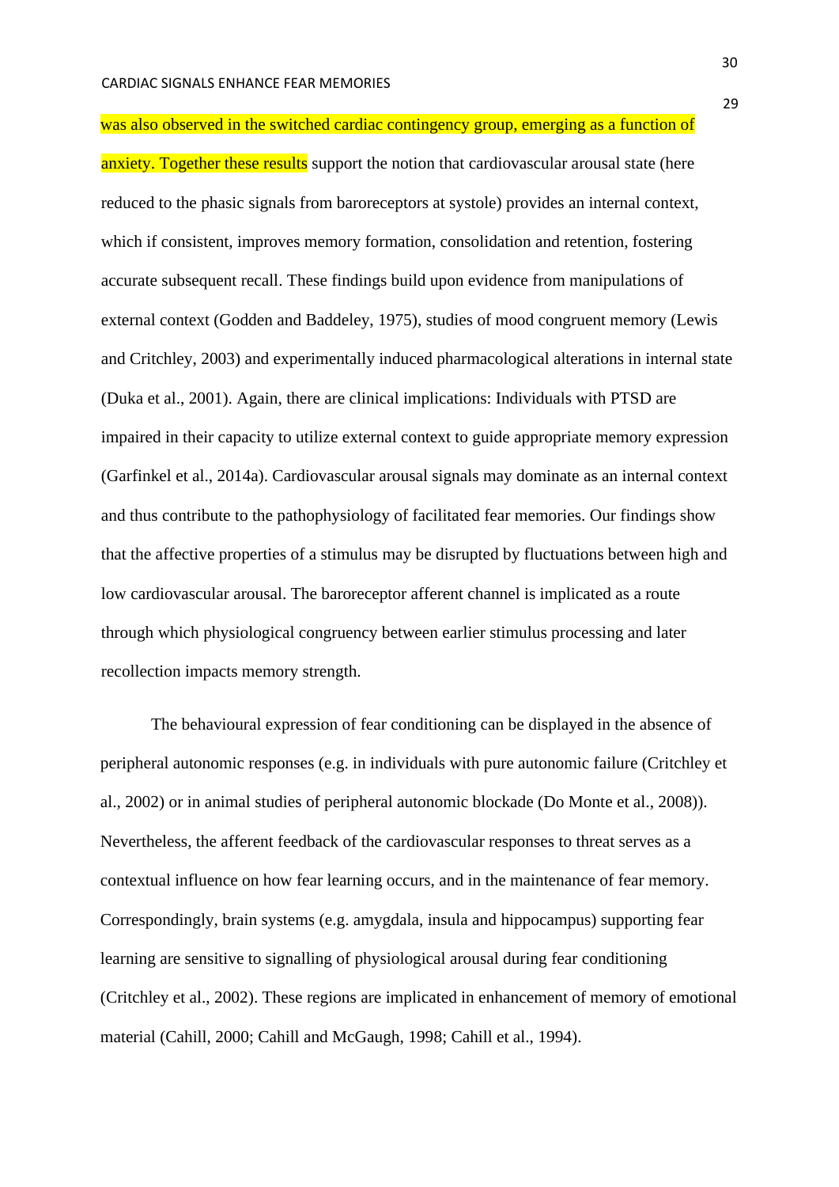was also observed in the switched cardiac contingency group, emerging as a function of anxiety. Together these results support the notion that cardiovascular arousal state (here reduced to the phasic signals from baroreceptors at systole) provides an internal context, which if consistent, improves memory formation, consolidation and retention, fostering accurate subsequent recall. These findings build upon evidence from manipulations of external context (Godden and Baddeley, 1975), studies of mood congruent memory (Lewis and Critchley, 2003) and experimentally induced pharmacological alterations in internal state (Duka et al., 2001). Again, there are clinical implications: Individuals with PTSD are impaired in their capacity to utilize external context to guide appropriate memory expression (Garfinkel et al., 2014a). Cardiovascular arousal signals may dominate as an internal context and thus contribute to the pathophysiology of facilitated fear memories. Our findings show that the affective properties of a stimulus may be disrupted by fluctuations between high and low cardiovascular arousal. The baroreceptor afferent channel is implicated as a route through which physiological congruency between earlier stimulus processing and later recollection impacts memory strength.

The behavioural expression of fear conditioning can be displayed in the absence of peripheral autonomic responses (e.g. in individuals with pure autonomic failure (Critchley et al., 2002) or in animal studies of peripheral autonomic blockade (Do Monte et al., 2008)). Nevertheless, the afferent feedback of the cardiovascular responses to threat serves as a contextual influence on how fear learning occurs, and in the maintenance of fear memory. Correspondingly, brain systems (e.g. amygdala, insula and hippocampus) supporting fear learning are sensitive to signalling of physiological arousal during fear conditioning (Critchley et al., 2002). These regions are implicated in enhancement of memory of emotional material (Cahill, 2000; Cahill and McGaugh, 1998; Cahill et al., 1994).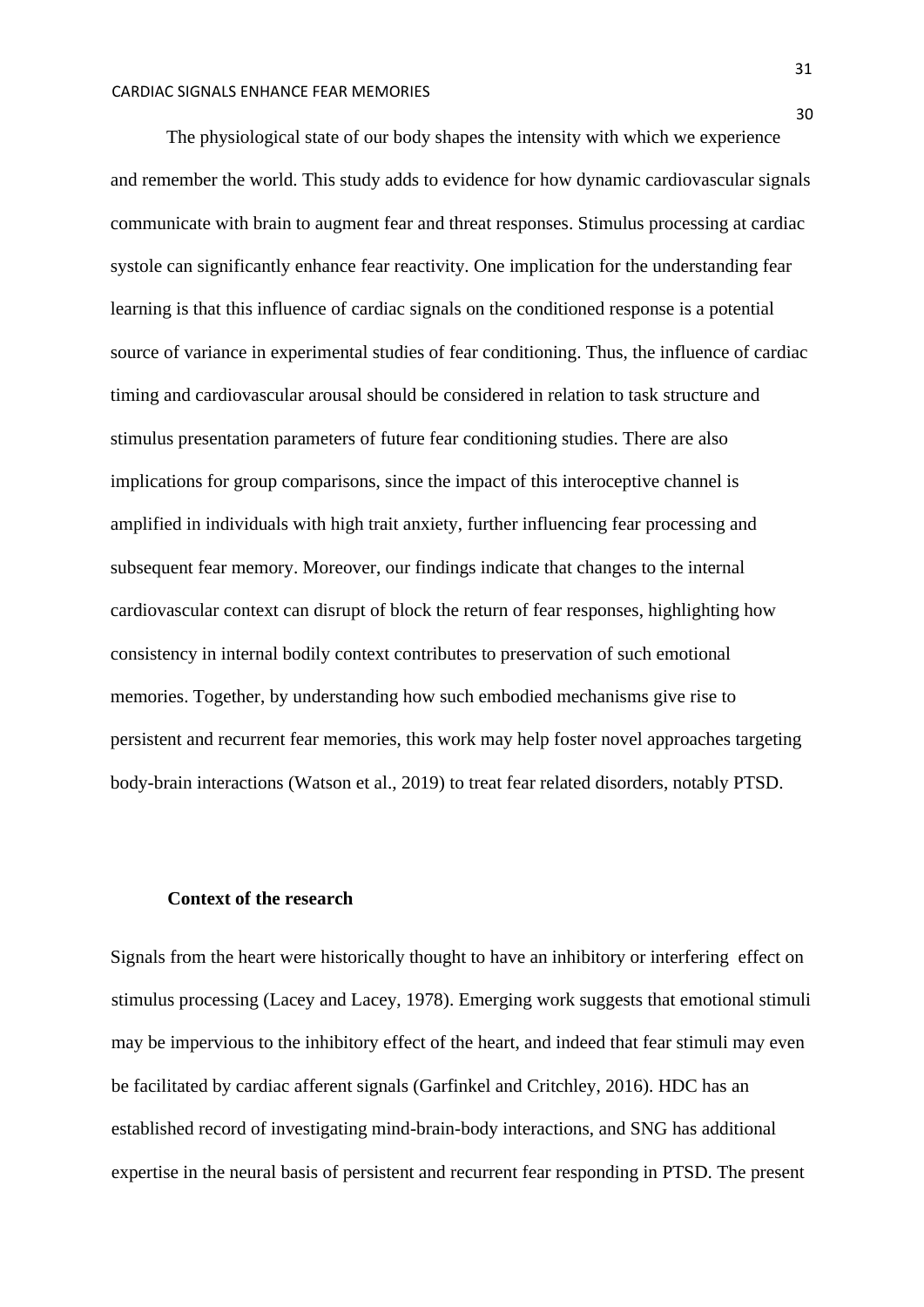The physiological state of our body shapes the intensity with which we experience and remember the world. This study adds to evidence for how dynamic cardiovascular signals communicate with brain to augment fear and threat responses. Stimulus processing at cardiac systole can significantly enhance fear reactivity. One implication for the understanding fear learning is that this influence of cardiac signals on the conditioned response is a potential source of variance in experimental studies of fear conditioning. Thus, the influence of cardiac timing and cardiovascular arousal should be considered in relation to task structure and stimulus presentation parameters of future fear conditioning studies. There are also implications for group comparisons, since the impact of this interoceptive channel is amplified in individuals with high trait anxiety, further influencing fear processing and subsequent fear memory. Moreover, our findings indicate that changes to the internal cardiovascular context can disrupt of block the return of fear responses, highlighting how consistency in internal bodily context contributes to preservation of such emotional memories. Together, by understanding how such embodied mechanisms give rise to persistent and recurrent fear memories, this work may help foster novel approaches targeting body-brain interactions (Watson et al., 2019) to treat fear related disorders, notably PTSD.

**Context of the research**

Signals from the heart were historically thought to have an inhibitory or interfering effect on stimulus processing (Lacey and Lacey, 1978). Emerging work suggests that emotional stimuli may be impervious to the inhibitory effect of the heart, and indeed that fear stimuli may even be facilitated by cardiac afferent signals (Garfinkel and Critchley, 2016). HDC has an established record of investigating mind-brain-body interactions, and SNG has additional expertise in the neural basis of persistent and recurrent fear responding in PTSD. The present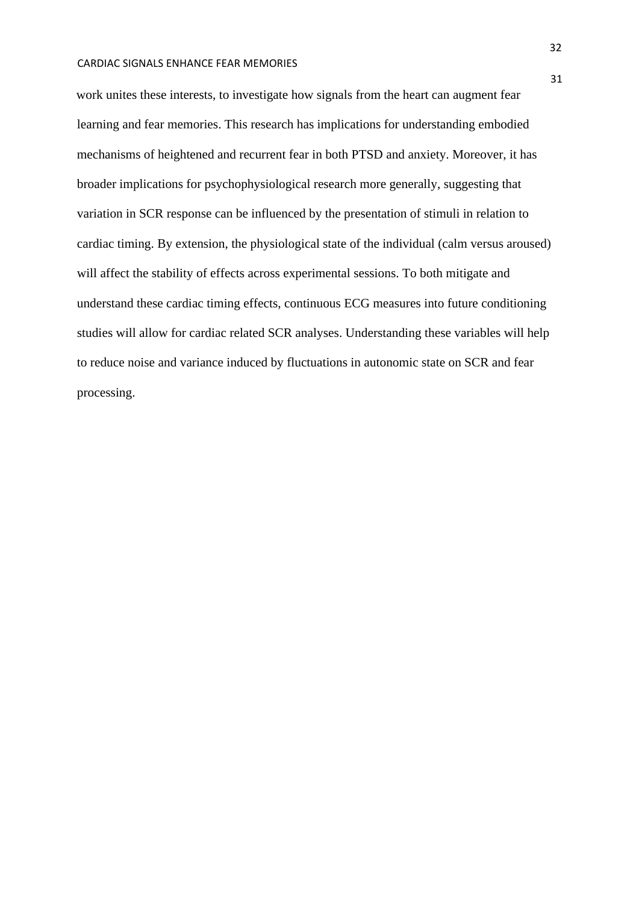work unites these interests, to investigate how signals from the heart can augment fear learning and fear memories. This research has implications for understanding embodied mechanisms of heightened and recurrent fear in both PTSD and anxiety. Moreover, it has broader implications for psychophysiological research more generally, suggesting that variation in SCR response can be influenced by the presentation of stimuli in relation to cardiac timing. By extension, the physiological state of the individual (calm versus aroused) will affect the stability of effects across experimental sessions. To both mitigate and understand these cardiac timing effects, continuous ECG measures into future conditioning studies will allow for cardiac related SCR analyses. Understanding these variables will help to reduce noise and variance induced by fluctuations in autonomic state on SCR and fear processing.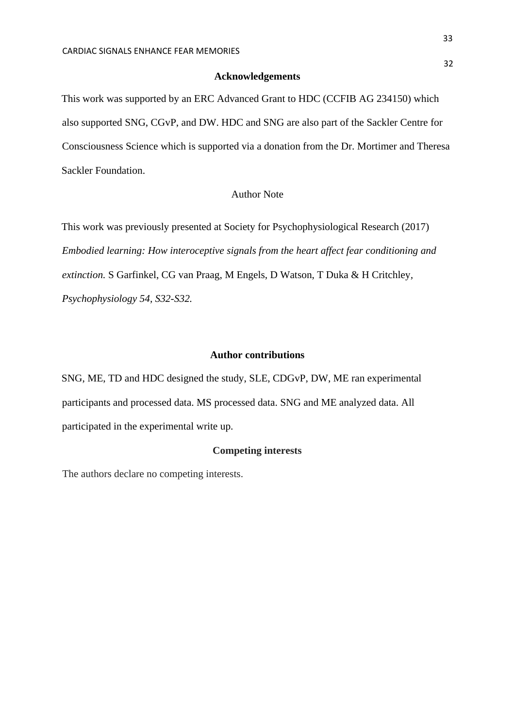## Acknowledgements

This work was supported by an ERC Advanced Grant to HDC (CCFIB AG 234150) which also supported SNG, CGvP, and DW. HDC and SNG are also part of the Sackler Centre for Consciousness Science which is supported via a donation from the Dr. Mortimer and Theresa Sackler Foundation.

Author Note

This work was previously presented at Society for Psychophysiological Research (2017) *Embodied learning: How interoceptive signals from the heart affect fear conditioning and extinction.* S Garfinkel, CG van Praag, M Engels, D Watson, T Duka & H Critchley, *Psychophysiology 54, S32-S32.*

## Author contributions

SNG, ME, TD and HDC designed the study, SLE, CDGvP, DW, ME ran experimental participants and processed data. MS processed data. SNG and ME analyzed data. All participated in the experimental write up.

## Competing interests

The authors declare no competing interests.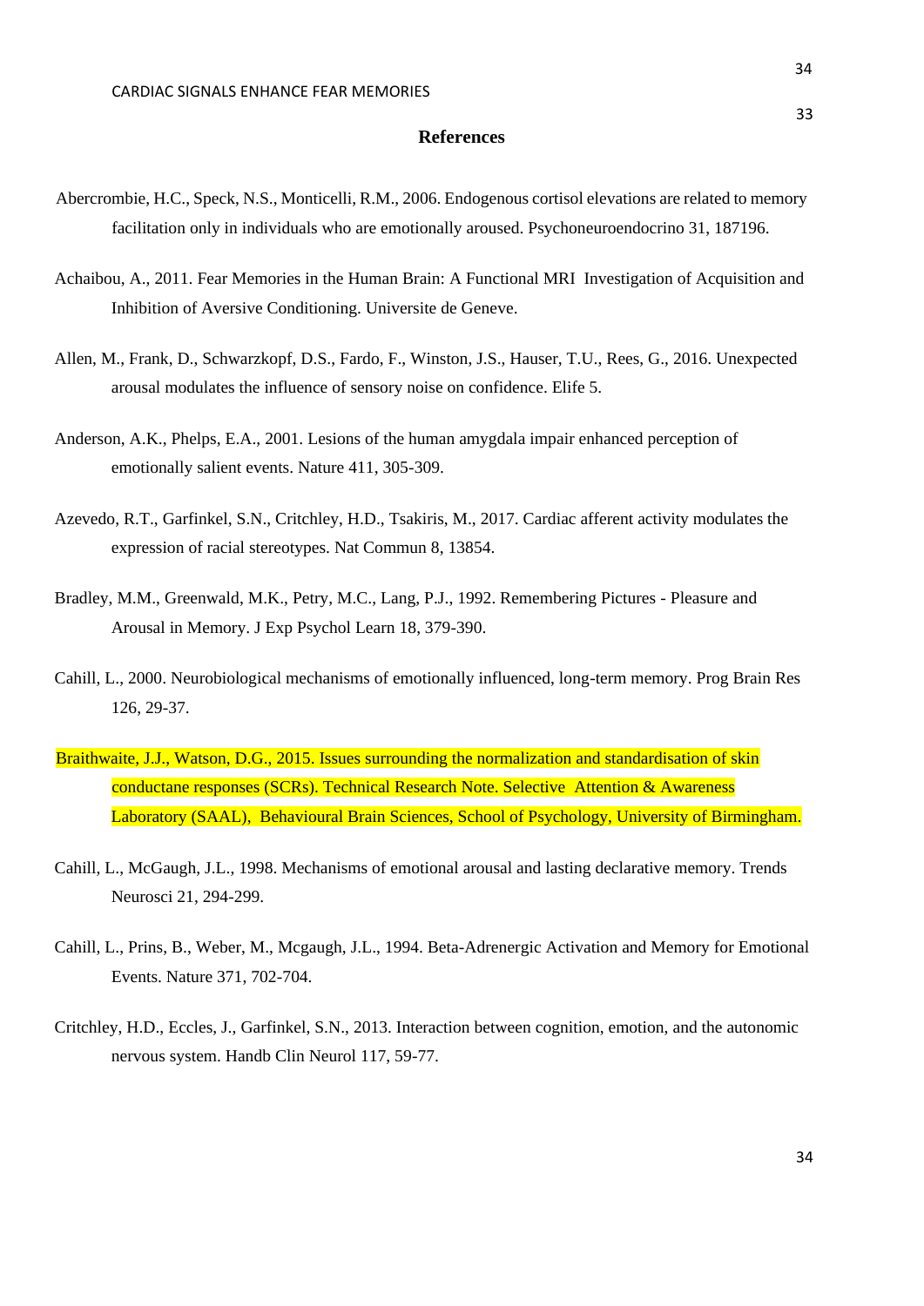## References

Abercrombie, H.C., Speck, N.S., Monticelli, R.M., 2006. Endogenous cortisol elevations are related to memory facilitation only in individuals who are emotionally aroused. Psychoneuroendocrino 31, 187196.

Achaibou, A., 2011. Fear Memories in the Human Brain: A Functional MRI Investigation of Acquisition and Inhibition of Aversive Conditioning. Universite de Geneve.

Allen, M., Frank, D., Schwarzkopf, D.S., Fardo, F., Winston, J.S., Hauser, T.U., Rees, G., 2016. Unexpected arousal modulates the influence of sensory noise on confidence. Elife 5.

Anderson, A.K., Phelps, E.A., 2001. Lesions of the human amygdala impair enhanced perception of emotionally salient events. Nature 411, 305-309.

Azevedo, R.T., Garfinkel, S.N., Critchley, H.D., Tsakiris, M., 2017. Cardiac afferent activity modulates the expression of racial stereotypes. Nat Commun 8, 13854.

Bradley, M.M., Greenwald, M.K., Petry, M.C., Lang, P.J., 1992. Remembering Pictures - Pleasure and Arousal in Memory. J Exp Psychol Learn 18, 379-390.

Cahill, L., 2000. Neurobiological mechanisms of emotionally influenced, long-term memory. Prog Brain Res 126, 29-37.

Braithwaite, J.J., Watson, D.G., 2015. Issues surrounding the normalization and standardisation of skin conductane responses (SCRs). Technical Research Note. Selective Attention & Awareness Laboratory (SAAL), Behavioural Brain Sciences, School of Psychology, University of Birmingham.

Cahill, L., McGaugh, J.L., 1998. Mechanisms of emotional arousal and lasting declarative memory. Trends Neurosci 21, 294-299.

Cahill, L., Prins, B., Weber, M., Mcgaugh, J.L., 1994. Beta-Adrenergic Activation and Memory for Emotional Events. Nature 371, 702-704.

Critchley, H.D., Eccles, J., Garfinkel, S.N., 2013. Interaction between cognition, emotion, and the autonomic nervous system. Handb Clin Neurol 117, 59-77.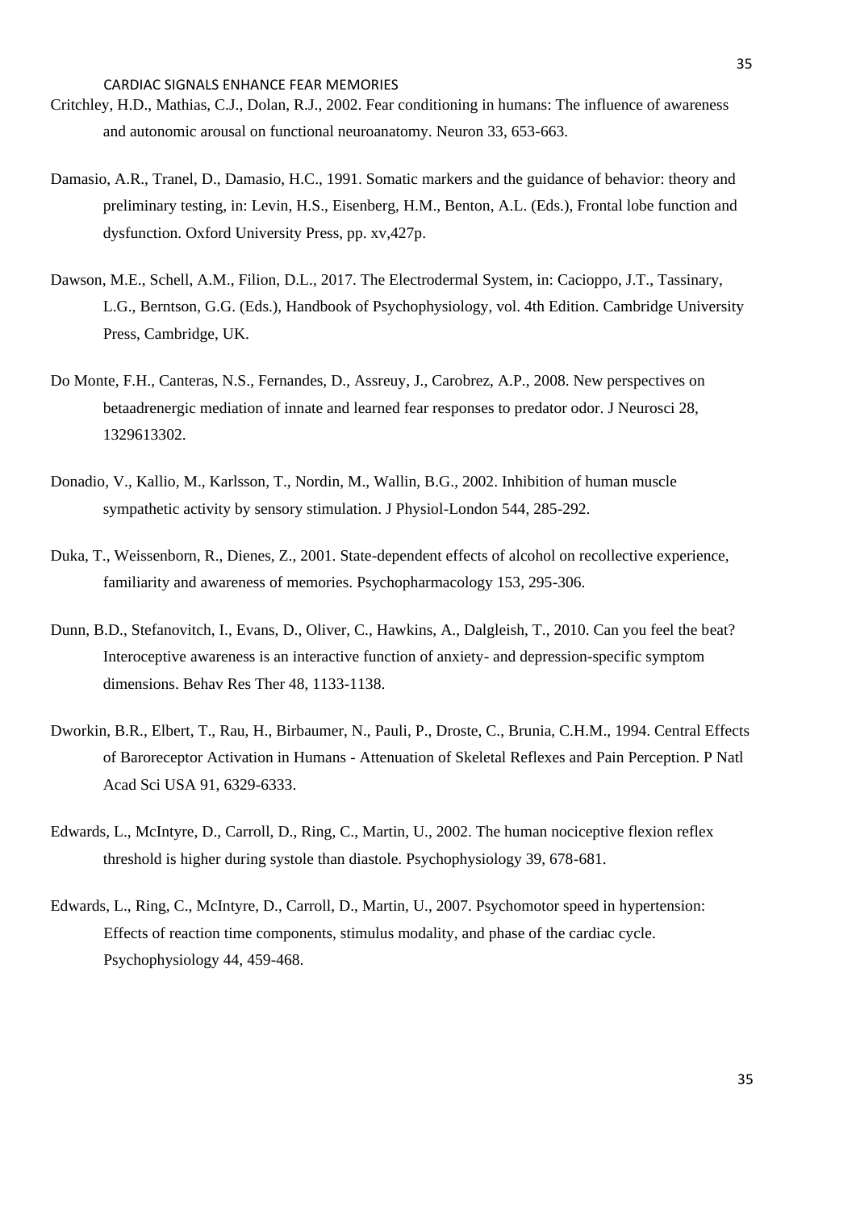Critchley, H.D., Mathias, C.J., Dolan, R.J., 2002. Fear conditioning in humans: The influence of awareness and autonomic arousal on functional neuroanatomy. Neuron 33, 653-663.

Damasio, A.R., Tranel, D., Damasio, H.C., 1991. Somatic markers and the guidance of behavior: theory and preliminary testing, in: Levin, H.S., Eisenberg, H.M., Benton, A.L. (Eds.), Frontal lobe function and dysfunction. Oxford University Press, pp. xv,427p.

Dawson, M.E., Schell, A.M., Filion, D.L., 2017. The Electrodermal System, in: Cacioppo, J.T., Tassinary, L.G., Berntson, G.G. (Eds.), Handbook of Psychophysiology, vol. 4th Edition. Cambridge University Press, Cambridge, UK.

Do Monte, F.H., Canteras, N.S., Fernandes, D., Assreuy, J., Carobrez, A.P., 2008. New perspectives on betaadrenergic mediation of innate and learned fear responses to predator odor. J Neurosci 28, 1329613302.

Donadio, V., Kallio, M., Karlsson, T., Nordin, M., Wallin, B.G., 2002. Inhibition of human muscle sympathetic activity by sensory stimulation. J Physiol-London 544, 285-292.

Duka, T., Weissenborn, R., Dienes, Z., 2001. State-dependent effects of alcohol on recollective experience, familiarity and awareness of memories. Psychopharmacology 153, 295-306.

Dunn, B.D., Stefanovitch, I., Evans, D., Oliver, C., Hawkins, A., Dalgleish, T., 2010. Can you feel the beat? Interoceptive awareness is an interactive function of anxiety- and depression-specific symptom dimensions. Behav Res Ther 48, 1133-1138.

Dworkin, B.R., Elbert, T., Rau, H., Birbaumer, N., Pauli, P., Droste, C., Brunia, C.H.M., 1994. Central Effects of Baroreceptor Activation in Humans - Attenuation of Skeletal Reflexes and Pain Perception. P Natl Acad Sci USA 91, 6329-6333.

Edwards, L., McIntyre, D., Carroll, D., Ring, C., Martin, U., 2002. The human nociceptive flexion reflex threshold is higher during systole than diastole. Psychophysiology 39, 678-681.

Edwards, L., Ring, C., McIntyre, D., Carroll, D., Martin, U., 2007. Psychomotor speed in hypertension: Effects of reaction time components, stimulus modality, and phase of the cardiac cycle. Psychophysiology 44, 459-468.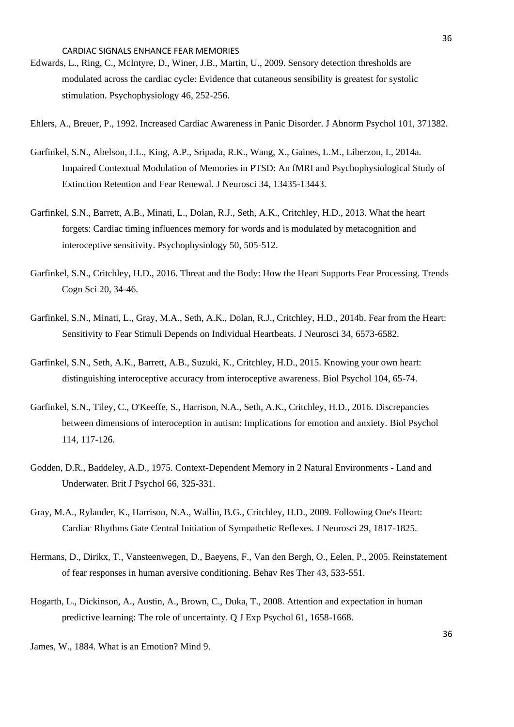Edwards, L., Ring, C., McIntyre, D., Winer, J.B., Martin, U., 2009. Sensory detection thresholds are modulated across the cardiac cycle: Evidence that cutaneous sensibility is greatest for systolic stimulation. Psychophysiology 46, 252-256.

Ehlers, A., Breuer, P., 1992. Increased Cardiac Awareness in Panic Disorder. J Abnorm Psychol 101, 371382.

Garfinkel, S.N., Abelson, J.L., King, A.P., Sripada, R.K., Wang, X., Gaines, L.M., Liberzon, I., 2014a. Impaired Contextual Modulation of Memories in PTSD: An fMRI and Psychophysiological Study of Extinction Retention and Fear Renewal. J Neurosci 34, 13435-13443.

Garfinkel, S.N., Barrett, A.B., Minati, L., Dolan, R.J., Seth, A.K., Critchley, H.D., 2013. What the heart forgets: Cardiac timing influences memory for words and is modulated by metacognition and interoceptive sensitivity. Psychophysiology 50, 505-512.

Garfinkel, S.N., Critchley, H.D., 2016. Threat and the Body: How the Heart Supports Fear Processing. Trends Cogn Sci 20, 34-46.

Garfinkel, S.N., Minati, L., Gray, M.A., Seth, A.K., Dolan, R.J., Critchley, H.D., 2014b. Fear from the Heart: Sensitivity to Fear Stimuli Depends on Individual Heartbeats. J Neurosci 34, 6573-6582.

Garfinkel, S.N., Seth, A.K., Barrett, A.B., Suzuki, K., Critchley, H.D., 2015. Knowing your own heart: distinguishing interoceptive accuracy from interoceptive awareness. Biol Psychol 104, 65-74.

Garfinkel, S.N., Tiley, C., O'Keeffe, S., Harrison, N.A., Seth, A.K., Critchley, H.D., 2016. Discrepancies between dimensions of interoception in autism: Implications for emotion and anxiety. Biol Psychol 114, 117-126.

Godden, D.R., Baddeley, A.D., 1975. Context-Dependent Memory in 2 Natural Environments - Land and Underwater. Brit J Psychol 66, 325-331.

Gray, M.A., Rylander, K., Harrison, N.A., Wallin, B.G., Critchley, H.D., 2009. Following One's Heart: Cardiac Rhythms Gate Central Initiation of Sympathetic Reflexes. J Neurosci 29, 1817-1825.

Hermans, D., Dirikx, T., Vansteenwegen, D., Baeyens, F., Van den Bergh, O., Eelen, P., 2005. Reinstatement of fear responses in human aversive conditioning. Behav Res Ther 43, 533-551.

Hogarth, L., Dickinson, A., Austin, A., Brown, C., Duka, T., 2008. Attention and expectation in human predictive learning: The role of uncertainty. Q J Exp Psychol 61, 1658-1668.

James, W., 1884. What is an Emotion? Mind 9.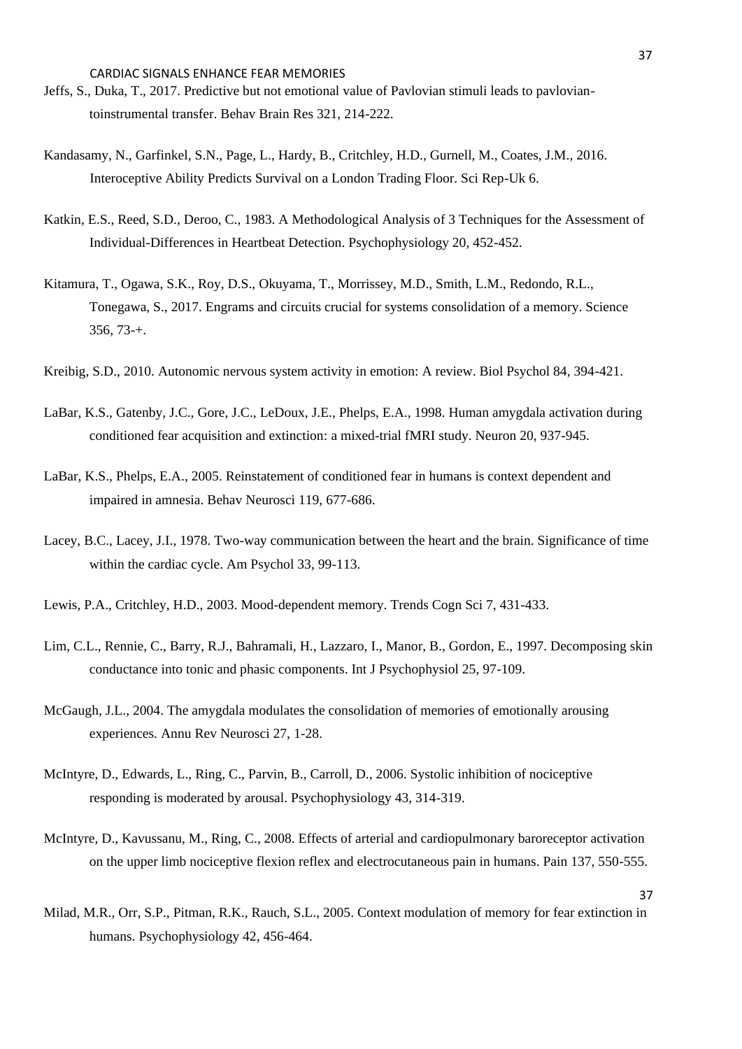Jeffs, S., Duka, T., 2017. Predictive but not emotional value of Pavlovian stimuli leads to pavlovian-toinstrumental transfer. Behav Brain Res 321, 214-222.

Kandasamy, N., Garfinkel, S.N., Page, L., Hardy, B., Critchley, H.D., Gurnell, M., Coates, J.M., 2016. Interoceptive Ability Predicts Survival on a London Trading Floor. Sci Rep-Uk 6.

Katkin, E.S., Reed, S.D., Deroo, C., 1983. A Methodological Analysis of 3 Techniques for the Assessment of Individual-Differences in Heartbeat Detection. Psychophysiology 20, 452-452.

Kitamura, T., Ogawa, S.K., Roy, D.S., Okuyama, T., Morrissey, M.D., Smith, L.M., Redondo, R.L., Tonegawa, S., 2017. Engrams and circuits crucial for systems consolidation of a memory. Science 356, 73-+.

Kreibig, S.D., 2010. Autonomic nervous system activity in emotion: A review. Biol Psychol 84, 394-421.

LaBar, K.S., Gatenby, J.C., Gore, J.C., LeDoux, J.E., Phelps, E.A., 1998. Human amygdala activation during conditioned fear acquisition and extinction: a mixed-trial fMRI study. Neuron 20, 937-945.

LaBar, K.S., Phelps, E.A., 2005. Reinstatement of conditioned fear in humans is context dependent and impaired in amnesia. Behav Neurosci 119, 677-686.

Lacey, B.C., Lacey, J.I., 1978. Two-way communication between the heart and the brain. Significance of time within the cardiac cycle. Am Psychol 33, 99-113.

Lewis, P.A., Critchley, H.D., 2003. Mood-dependent memory. Trends Cogn Sci 7, 431-433.

Lim, C.L., Rennie, C., Barry, R.J., Bahramali, H., Lazzaro, I., Manor, B., Gordon, E., 1997. Decomposing skin conductance into tonic and phasic components. Int J Psychophysiol 25, 97-109.

McGaugh, J.L., 2004. The amygdala modulates the consolidation of memories of emotionally arousing experiences. Annu Rev Neurosci 27, 1-28.

McIntyre, D., Edwards, L., Ring, C., Parvin, B., Carroll, D., 2006. Systolic inhibition of nociceptive responding is moderated by arousal. Psychophysiology 43, 314-319.

McIntyre, D., Kavussanu, M., Ring, C., 2008. Effects of arterial and cardiopulmonary baroreceptor activation on the upper limb nociceptive flexion reflex and electrocutaneous pain in humans. Pain 137, 550-555.

Milad, M.R., Orr, S.P., Pitman, R.K., Rauch, S.L., 2005. Context modulation of memory for fear extinction in humans. Psychophysiology 42, 456-464.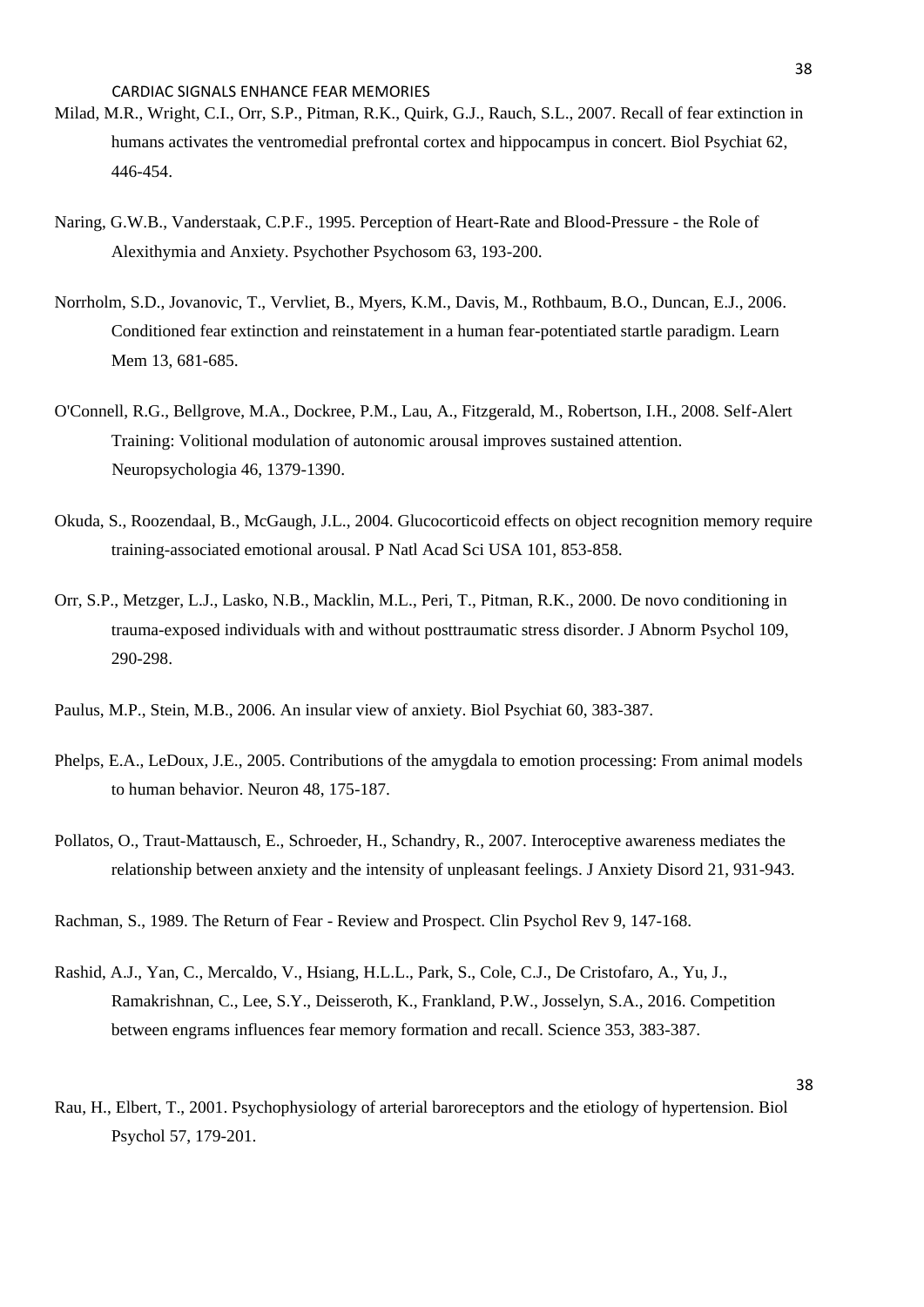Milad, M.R., Wright, C.I., Orr, S.P., Pitman, R.K., Quirk, G.J., Rauch, S.L., 2007. Recall of fear extinction in humans activates the ventromedial prefrontal cortex and hippocampus in concert. Biol Psychiat 62, 446-454.

Naring, G.W.B., Vanderstaak, C.P.F., 1995. Perception of Heart-Rate and Blood-Pressure - the Role of Alexithymia and Anxiety. Psychother Psychosom 63, 193-200.

Norrholm, S.D., Jovanovic, T., Vervliet, B., Myers, K.M., Davis, M., Rothbaum, B.O., Duncan, E.J., 2006. Conditioned fear extinction and reinstatement in a human fear-potentiated startle paradigm. Learn Mem 13, 681-685.

O'Connell, R.G., Bellgrove, M.A., Dockree, P.M., Lau, A., Fitzgerald, M., Robertson, I.H., 2008. Self-Alert Training: Volitional modulation of autonomic arousal improves sustained attention. Neuropsychologia 46, 1379-1390.

Okuda, S., Roozendaal, B., McGaugh, J.L., 2004. Glucocorticoid effects on object recognition memory require training-associated emotional arousal. P Natl Acad Sci USA 101, 853-858.

Orr, S.P., Metzger, L.J., Lasko, N.B., Macklin, M.L., Peri, T., Pitman, R.K., 2000. De novo conditioning in trauma-exposed individuals with and without posttraumatic stress disorder. J Abnorm Psychol 109, 290-298.

Paulus, M.P., Stein, M.B., 2006. An insular view of anxiety. Biol Psychiat 60, 383-387.

Phelps, E.A., LeDoux, J.E., 2005. Contributions of the amygdala to emotion processing: From animal models to human behavior. Neuron 48, 175-187.

Pollatos, O., Traut-Mattausch, E., Schroeder, H., Schandry, R., 2007. Interoceptive awareness mediates the relationship between anxiety and the intensity of unpleasant feelings. J Anxiety Disord 21, 931-943.

Rachman, S., 1989. The Return of Fear - Review and Prospect. Clin Psychol Rev 9, 147-168.

Rashid, A.J., Yan, C., Mercaldo, V., Hsiang, H.L.L., Park, S., Cole, C.J., De Cristofaro, A., Yu, J., Ramakrishnan, C., Lee, S.Y., Deisseroth, K., Frankland, P.W., Josselyn, S.A., 2016. Competition between engrams influences fear memory formation and recall. Science 353, 383-387.

Rau, H., Elbert, T., 2001. Psychophysiology of arterial baroreceptors and the etiology of hypertension. Biol Psychol 57, 179-201.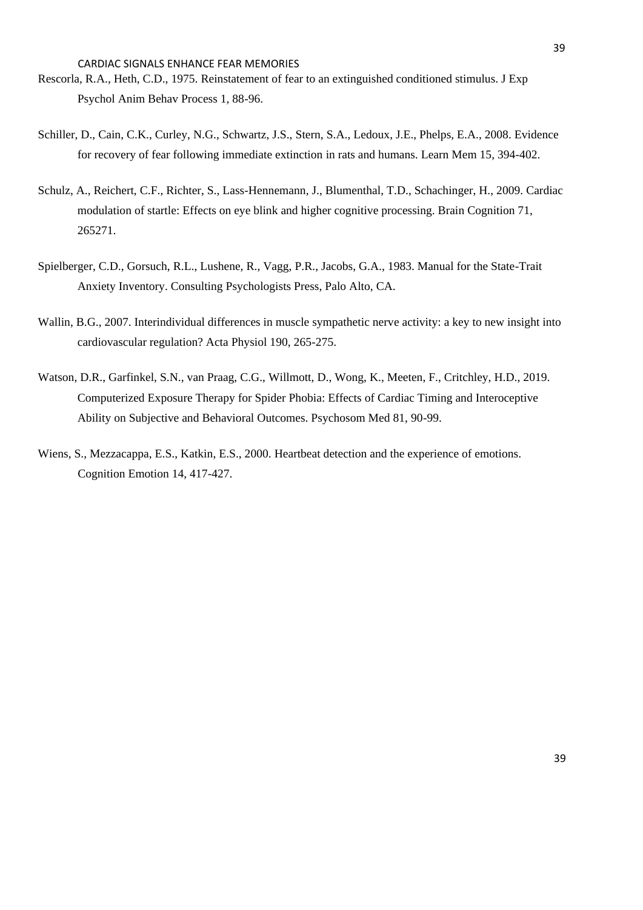Rescorla, R.A., Heth, C.D., 1975. Reinstatement of fear to an extinguished conditioned stimulus. J Exp Psychol Anim Behav Process 1, 88-96.

Schiller, D., Cain, C.K., Curley, N.G., Schwartz, J.S., Stern, S.A., Ledoux, J.E., Phelps, E.A., 2008. Evidence for recovery of fear following immediate extinction in rats and humans. Learn Mem 15, 394-402.

Schulz, A., Reichert, C.F., Richter, S., Lass-Hennemann, J., Blumenthal, T.D., Schachinger, H., 2009. Cardiac modulation of startle: Effects on eye blink and higher cognitive processing. Brain Cognition 71, 265271.

Spielberger, C.D., Gorsuch, R.L., Lushene, R., Vagg, P.R., Jacobs, G.A., 1983. Manual for the State-Trait Anxiety Inventory. Consulting Psychologists Press, Palo Alto, CA.

Wallin, B.G., 2007. Interindividual differences in muscle sympathetic nerve activity: a key to new insight into cardiovascular regulation? Acta Physiol 190, 265-275.

Watson, D.R., Garfinkel, S.N., van Praag, C.G., Willmott, D., Wong, K., Meeten, F., Critchley, H.D., 2019. Computerized Exposure Therapy for Spider Phobia: Effects of Cardiac Timing and Interoceptive Ability on Subjective and Behavioral Outcomes. Psychosom Med 81, 90-99.

Wiens, S., Mezzacappa, E.S., Katkin, E.S., 2000. Heartbeat detection and the experience of emotions. Cognition Emotion 14, 417-427.